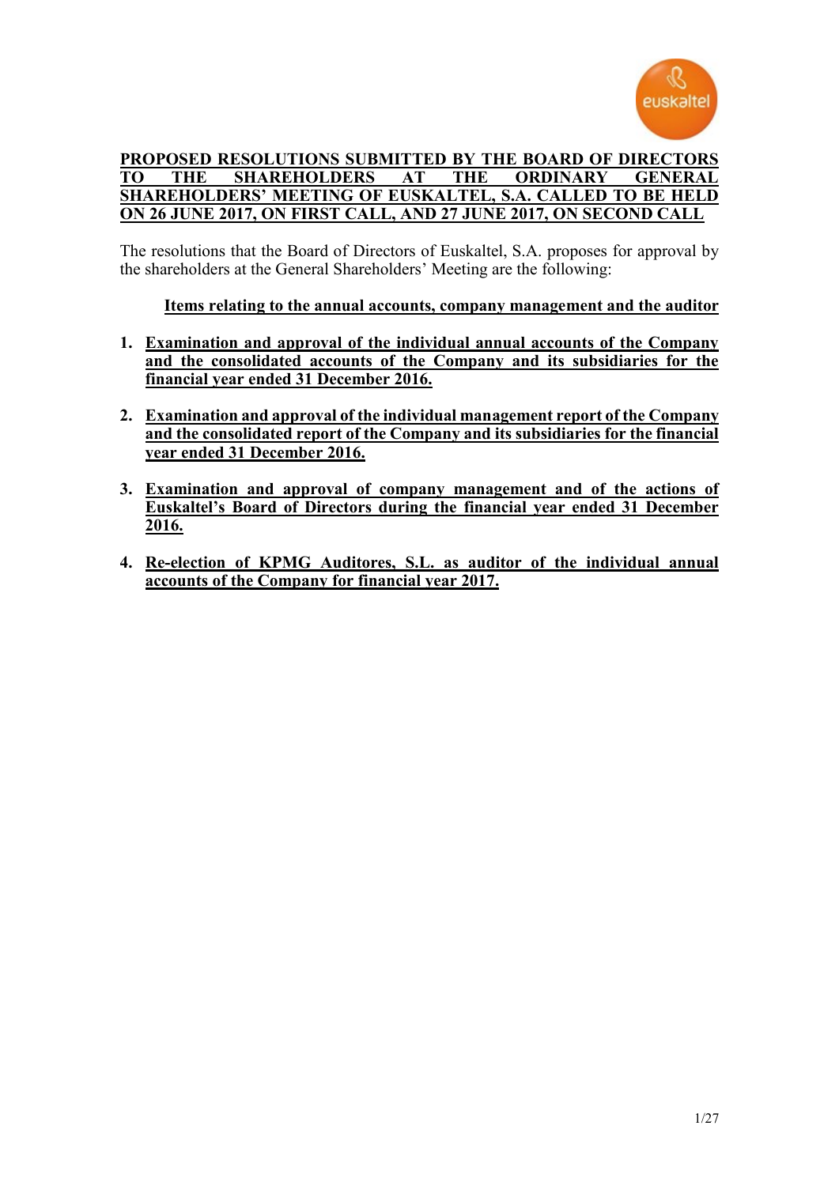# PROPOSED RESOLUTIONS SUBMITTED BY THE BOARD OF DIRECTORS TO THE SHAREHOLDERS AT THE ORDINARY GENERAL SHAREHOLDERS' MEETING OF EUSKALTEL, S.A. CALLED TO BE HELD ON 26 JUNE 2017, ON FIRST CALL, AND 27 JUNE 2017, ON SECOND CALL

The resolutions that the Board of Directors of Euskaltel, S.A. proposes for approval by the shareholders at the General Shareholders' Meeting are the following:

## Items relating to the annual accounts, company management and the auditor

1. **Examination and approval of the individual annual accounts of the Company and the consolidated accounts of the Company and its subsidiaries for the financial year ended 31 December 2016.**

2. **Examination and approval of the individual management report of the Company and the consolidated report of the Company and its subsidiaries for the financial year ended 31 December 2016.**

3. **Examination and approval of company management and of the actions of Euskaltel's Board of Directors during the financial year ended 31 December 2016.**

4. **Re-election of KPMG Auditores, S.L. as auditor of the individual annual accounts of the Company for financial year 2017.**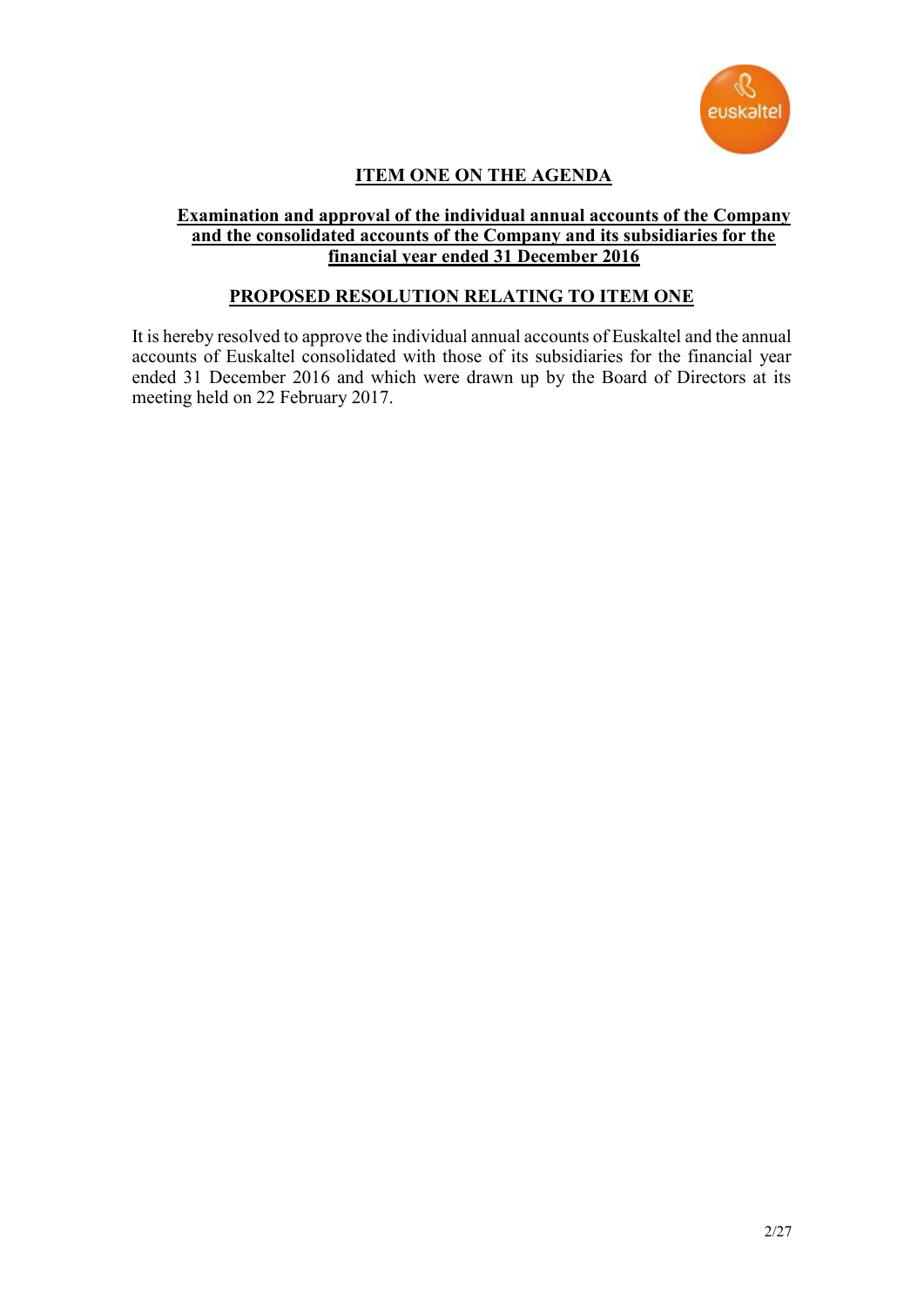# ITEM ONE ON THE AGENDA

## Examination and approval of the individual annual accounts of the Company and the consolidated accounts of the Company and its subsidiaries for the financial year ended 31 December 2016

## PROPOSED RESOLUTION RELATING TO ITEM ONE

It is hereby resolved to approve the individual annual accounts of Euskaltel and the annual accounts of Euskaltel consolidated with those of its subsidiaries for the financial year ended 31 December 2016 and which were drawn up by the Board of Directors at its meeting held on 22 February 2017.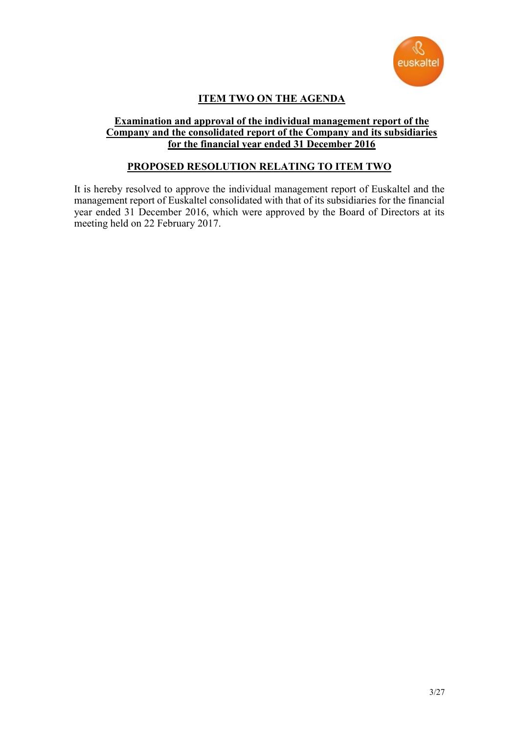## ITEM TWO ON THE AGENDA

### Examination and approval of the individual management report of the Company and the consolidated report of the Company and its subsidiaries for the financial year ended 31 December 2016

### PROPOSED RESOLUTION RELATING TO ITEM TWO

It is hereby resolved to approve the individual management report of Euskaltel and the management report of Euskaltel consolidated with that of its subsidiaries for the financial year ended 31 December 2016, which were approved by the Board of Directors at its meeting held on 22 February 2017.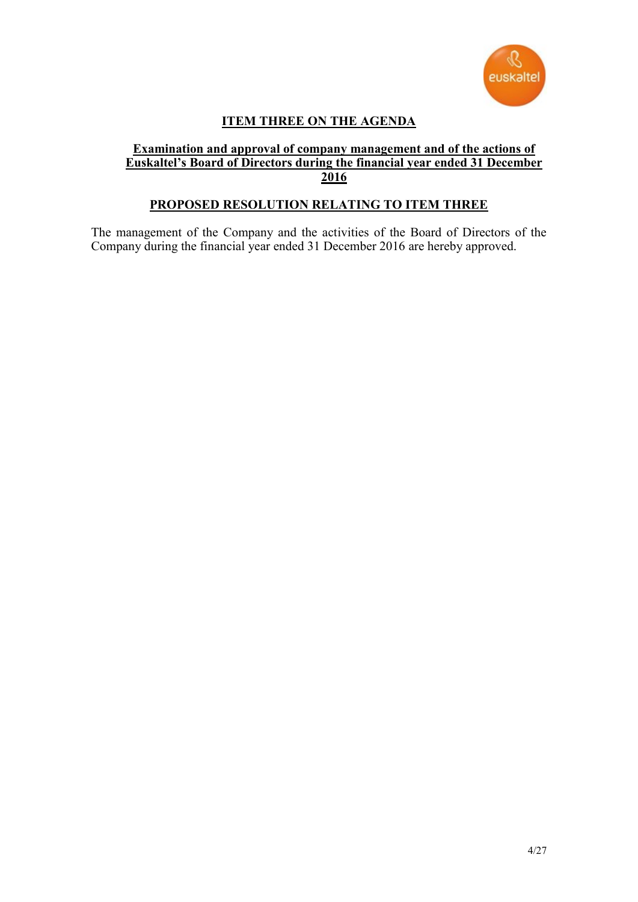# ITEM THREE ON THE AGENDA

## Examination and approval of company management and of the actions of Euskaltel's Board of Directors during the financial year ended 31 December 2016

## PROPOSED RESOLUTION RELATING TO ITEM THREE

The management of the Company and the activities of the Board of Directors of the Company during the financial year ended 31 December 2016 are hereby approved.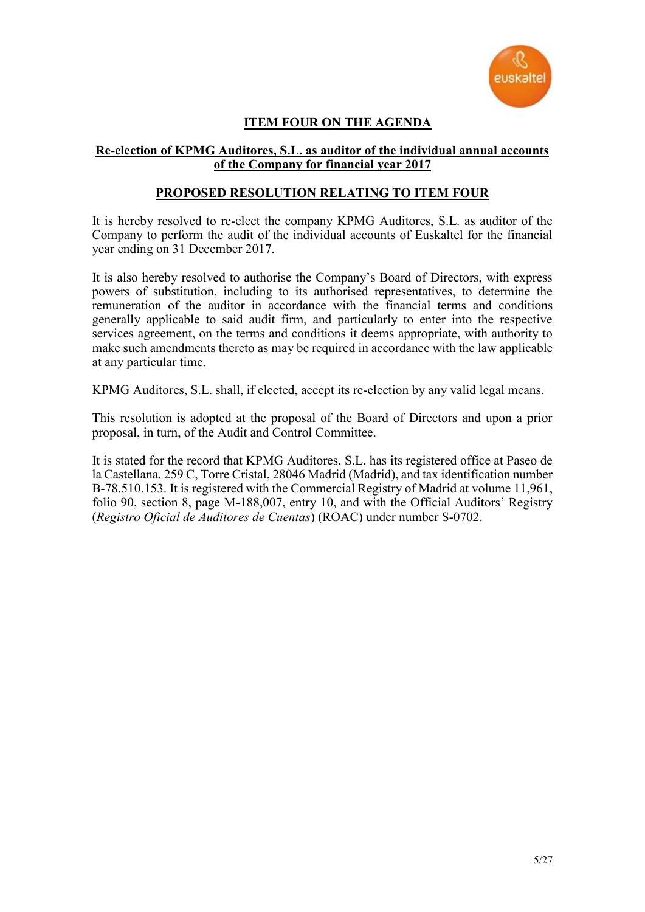## ITEM FOUR ON THE AGENDA

### Re-election of KPMG Auditores, S.L. as auditor of the individual annual accounts of the Company for financial year 2017

### PROPOSED RESOLUTION RELATING TO ITEM FOUR

It is hereby resolved to re-elect the company KPMG Auditores, S.L. as auditor of the Company to perform the audit of the individual accounts of Euskaltel for the financial year ending on 31 December 2017.

It is also hereby resolved to authorise the Company's Board of Directors, with express powers of substitution, including to its authorised representatives, to determine the remuneration of the auditor in accordance with the financial terms and conditions generally applicable to said audit firm, and particularly to enter into the respective services agreement, on the terms and conditions it deems appropriate, with authority to make such amendments thereto as may be required in accordance with the law applicable at any particular time.

KPMG Auditores, S.L. shall, if elected, accept its re-election by any valid legal means.

This resolution is adopted at the proposal of the Board of Directors and upon a prior proposal, in turn, of the Audit and Control Committee.

It is stated for the record that KPMG Auditores, S.L. has its registered office at Paseo de la Castellana, 259 C, Torre Cristal, 28046 Madrid (Madrid), and tax identification number B-78.510.153. It is registered with the Commercial Registry of Madrid at volume 11,961, folio 90, section 8, page M-188,007, entry 10, and with the Official Auditors' Registry (*Registro Oficial de Auditores de Cuentas*) (ROAC) under number S-0702.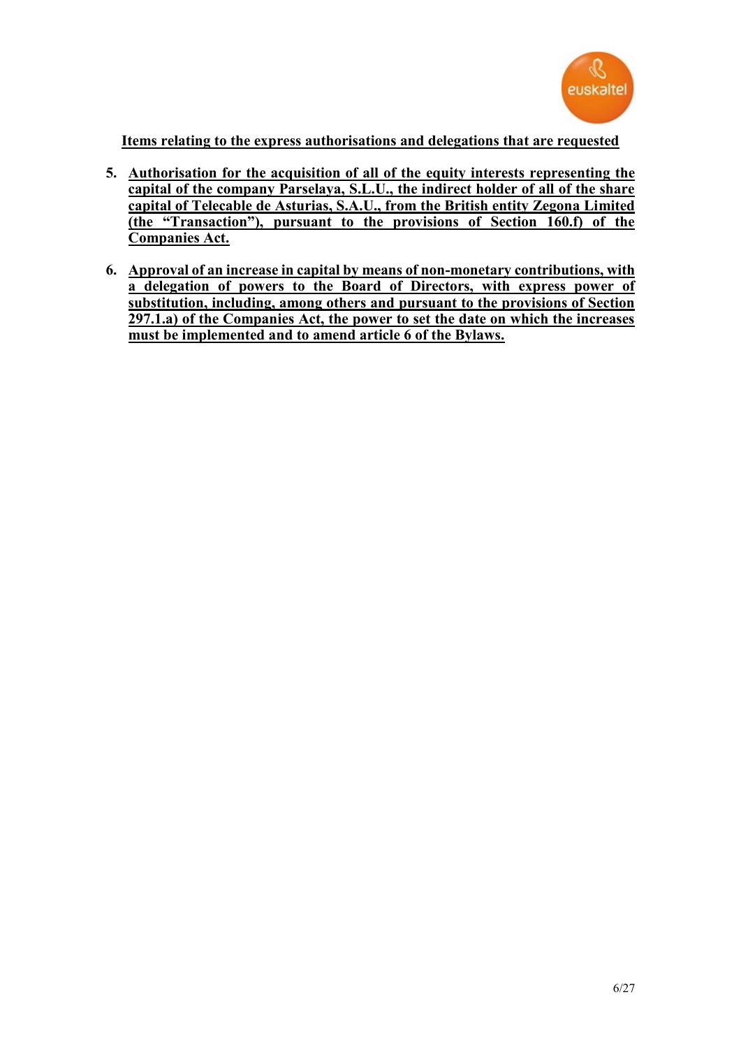**Items relating to the express authorisations and delegations that are requested**

5. **Authorisation for the acquisition of all of the equity interests representing the capital of the company Parselaya, S.L.U., the indirect holder of all of the share capital of Telecable de Asturias, S.A.U., from the British entity Zegona Limited (the "Transaction"), pursuant to the provisions of Section 160.f) of the Companies Act.**

6. **Approval of an increase in capital by means of non-monetary contributions, with a delegation of powers to the Board of Directors, with express power of substitution, including, among others and pursuant to the provisions of Section 297.1.a) of the Companies Act, the power to set the date on which the increases must be implemented and to amend article 6 of the Bylaws.**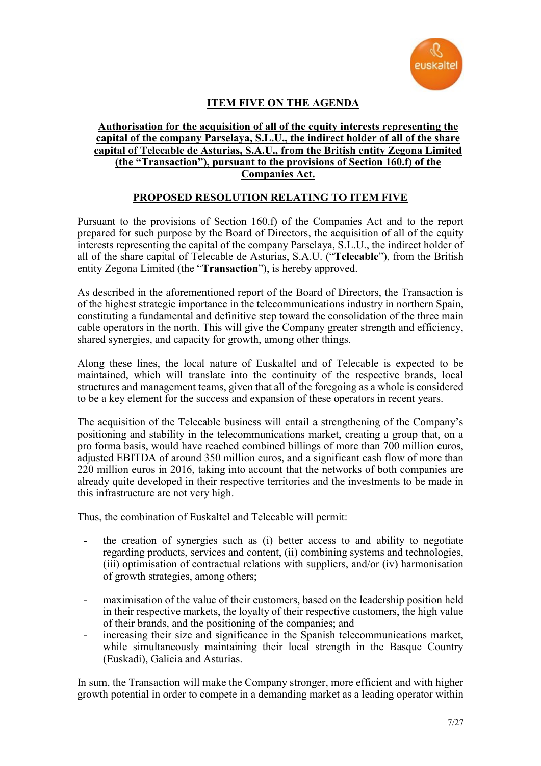## ITEM FIVE ON THE AGENDA

**Authorisation for the acquisition of all of the equity interests representing the capital of the company Parselaya, S.L.U., the indirect holder of all of the share capital of Telecable de Asturias, S.A.U., from the British entity Zegona Limited (the "Transaction"), pursuant to the provisions of Section 160.f) of the Companies Act.**

## PROPOSED RESOLUTION RELATING TO ITEM FIVE

Pursuant to the provisions of Section 160.f) of the Companies Act and to the report prepared for such purpose by the Board of Directors, the acquisition of all of the equity interests representing the capital of the company Parselaya, S.L.U., the indirect holder of all of the share capital of Telecable de Asturias, S.A.U. ("**Telecable**"), from the British entity Zegona Limited (the "**Transaction**"), is hereby approved.

As described in the aforementioned report of the Board of Directors, the Transaction is of the highest strategic importance in the telecommunications industry in northern Spain, constituting a fundamental and definitive step toward the consolidation of the three main cable operators in the north. This will give the Company greater strength and efficiency, shared synergies, and capacity for growth, among other things.

Along these lines, the local nature of Euskaltel and of Telecable is expected to be maintained, which will translate into the continuity of the respective brands, local structures and management teams, given that all of the foregoing as a whole is considered to be a key element for the success and expansion of these operators in recent years.

The acquisition of the Telecable business will entail a strengthening of the Company's positioning and stability in the telecommunications market, creating a group that, on a pro forma basis, would have reached combined billings of more than 700 million euros, adjusted EBITDA of around 350 million euros, and a significant cash flow of more than 220 million euros in 2016, taking into account that the networks of both companies are already quite developed in their respective territories and the investments to be made in this infrastructure are not very high.

Thus, the combination of Euskaltel and Telecable will permit:

- the creation of synergies such as (i) better access to and ability to negotiate regarding products, services and content, (ii) combining systems and technologies, (iii) optimisation of contractual relations with suppliers, and/or (iv) harmonisation of growth strategies, among others;
- maximisation of the value of their customers, based on the leadership position held in their respective markets, the loyalty of their respective customers, the high value of their brands, and the positioning of the companies; and
- increasing their size and significance in the Spanish telecommunications market, while simultaneously maintaining their local strength in the Basque Country (Euskadi), Galicia and Asturias.

In sum, the Transaction will make the Company stronger, more efficient and with higher growth potential in order to compete in a demanding market as a leading operator within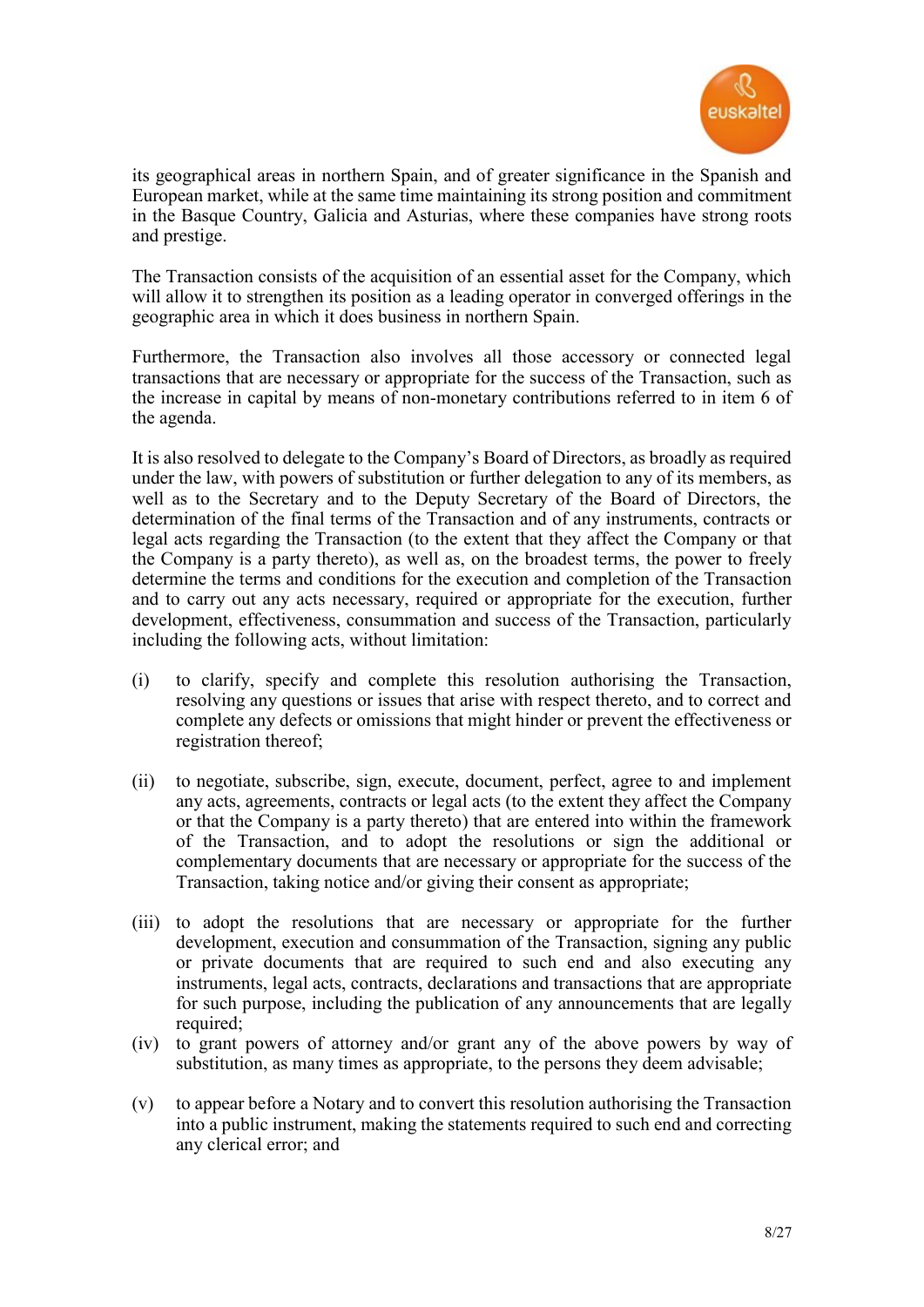its geographical areas in northern Spain, and of greater significance in the Spanish and European market, while at the same time maintaining its strong position and commitment in the Basque Country, Galicia and Asturias, where these companies have strong roots and prestige.

The Transaction consists of the acquisition of an essential asset for the Company, which will allow it to strengthen its position as a leading operator in converged offerings in the geographic area in which it does business in northern Spain.

Furthermore, the Transaction also involves all those accessory or connected legal transactions that are necessary or appropriate for the success of the Transaction, such as the increase in capital by means of non-monetary contributions referred to in item 6 of the agenda.

It is also resolved to delegate to the Company's Board of Directors, as broadly as required under the law, with powers of substitution or further delegation to any of its members, as well as to the Secretary and to the Deputy Secretary of the Board of Directors, the determination of the final terms of the Transaction and of any instruments, contracts or legal acts regarding the Transaction (to the extent that they affect the Company or that the Company is a party thereto), as well as, on the broadest terms, the power to freely determine the terms and conditions for the execution and completion of the Transaction and to carry out any acts necessary, required or appropriate for the execution, further development, effectiveness, consummation and success of the Transaction, particularly including the following acts, without limitation:

(i) to clarify, specify and complete this resolution authorising the Transaction, resolving any questions or issues that arise with respect thereto, and to correct and complete any defects or omissions that might hinder or prevent the effectiveness or registration thereof;

(ii) to negotiate, subscribe, sign, execute, document, perfect, agree to and implement any acts, agreements, contracts or legal acts (to the extent they affect the Company or that the Company is a party thereto) that are entered into within the framework of the Transaction, and to adopt the resolutions or sign the additional or complementary documents that are necessary or appropriate for the success of the Transaction, taking notice and/or giving their consent as appropriate;

(iii) to adopt the resolutions that are necessary or appropriate for the further development, execution and consummation of the Transaction, signing any public or private documents that are required to such end and also executing any instruments, legal acts, contracts, declarations and transactions that are appropriate for such purpose, including the publication of any announcements that are legally required;

(iv) to grant powers of attorney and/or grant any of the above powers by way of substitution, as many times as appropriate, to the persons they deem advisable;

(v) to appear before a Notary and to convert this resolution authorising the Transaction into a public instrument, making the statements required to such end and correcting any clerical error; and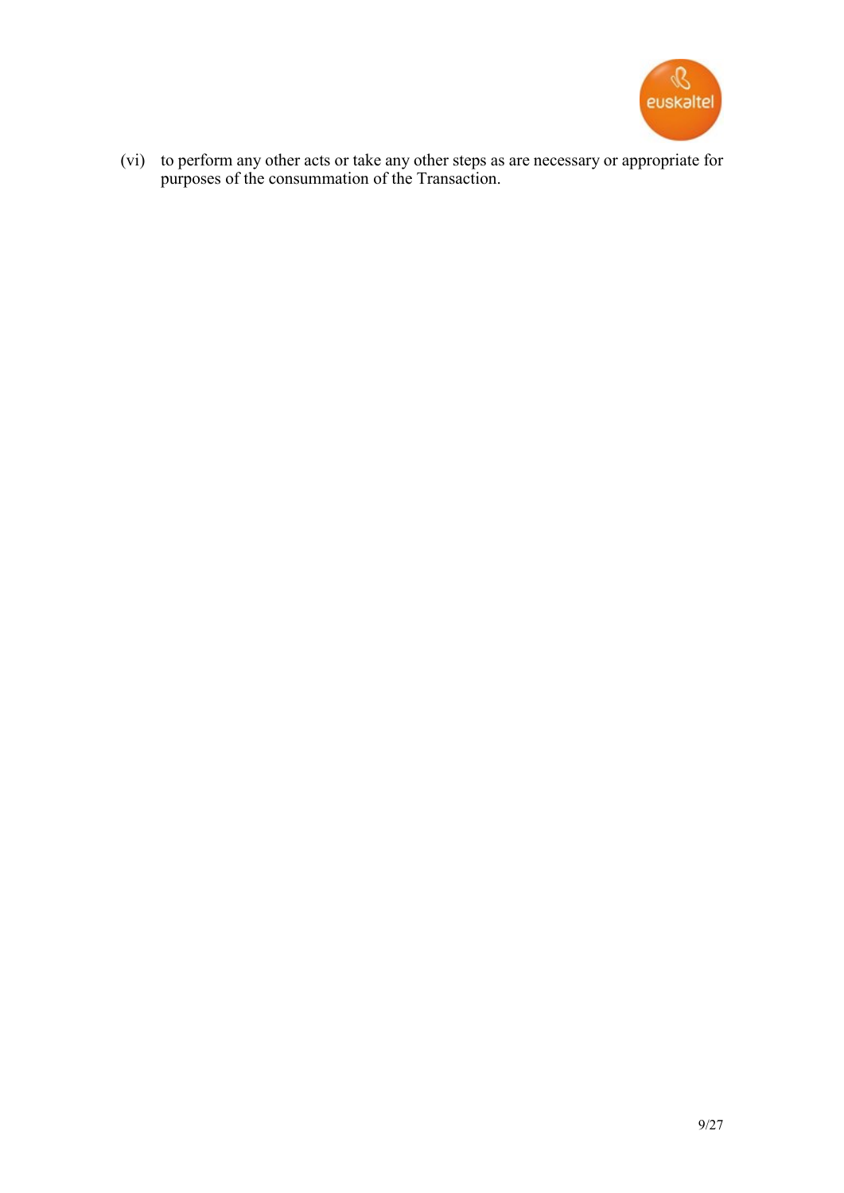(vi) to perform any other acts or take any other steps as are necessary or appropriate for purposes of the consummation of the Transaction.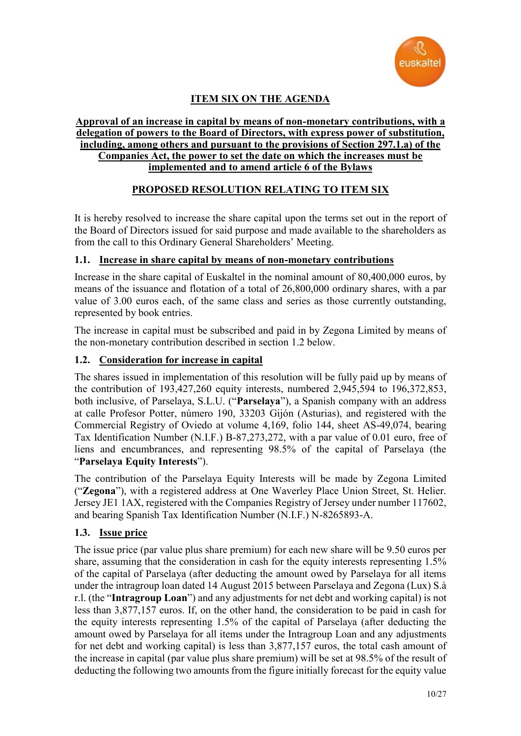## ITEM SIX ON THE AGENDA

**Approval of an increase in capital by means of non-monetary contributions, with a delegation of powers to the Board of Directors, with express power of substitution, including, among others and pursuant to the provisions of Section 297.1.a) of the Companies Act, the power to set the date on which the increases must be implemented and to amend article 6 of the Bylaws**

## PROPOSED RESOLUTION RELATING TO ITEM SIX

It is hereby resolved to increase the share capital upon the terms set out in the report of the Board of Directors issued for said purpose and made available to the shareholders as from the call to this Ordinary General Shareholders' Meeting.

### 1.1. Increase in share capital by means of non-monetary contributions

Increase in the share capital of Euskaltel in the nominal amount of 80,400,000 euros, by means of the issuance and flotation of a total of 26,800,000 ordinary shares, with a par value of 3.00 euros each, of the same class and series as those currently outstanding, represented by book entries.

The increase in capital must be subscribed and paid in by Zegona Limited by means of the non-monetary contribution described in section 1.2 below.

### 1.2. Consideration for increase in capital

The shares issued in implementation of this resolution will be fully paid up by means of the contribution of 193,427,260 equity interests, numbered 2,945,594 to 196,372,853, both inclusive, of Parselaya, S.L.U. ("**Parselaya**"), a Spanish company with an address at calle Profesor Potter, número 190, 33203 Gijón (Asturias), and registered with the Commercial Registry of Oviedo at volume 4,169, folio 144, sheet AS-49,074, bearing Tax Identification Number (N.I.F.) B-87,273,272, with a par value of 0.01 euro, free of liens and encumbrances, and representing 98.5% of the capital of Parselaya (the "**Parselaya Equity Interests**").

The contribution of the Parselaya Equity Interests will be made by Zegona Limited ("**Zegona**"), with a registered address at One Waverley Place Union Street, St. Helier. Jersey JE1 1AX, registered with the Companies Registry of Jersey under number 117602, and bearing Spanish Tax Identification Number (N.I.F.) N-8265893-A.

### 1.3. Issue price

The issue price (par value plus share premium) for each new share will be 9.50 euros per share, assuming that the consideration in cash for the equity interests representing 1.5% of the capital of Parselaya (after deducting the amount owed by Parselaya for all items under the intragroup loan dated 14 August 2015 between Parselaya and Zegona (Lux) S.à r.l. (the "**Intragroup Loan**") and any adjustments for net debt and working capital) is not less than 3,877,157 euros. If, on the other hand, the consideration to be paid in cash for the equity interests representing 1.5% of the capital of Parselaya (after deducting the amount owed by Parselaya for all items under the Intragroup Loan and any adjustments for net debt and working capital) is less than 3,877,157 euros, the total cash amount of the increase in capital (par value plus share premium) will be set at 98.5% of the result of deducting the following two amounts from the figure initially forecast for the equity value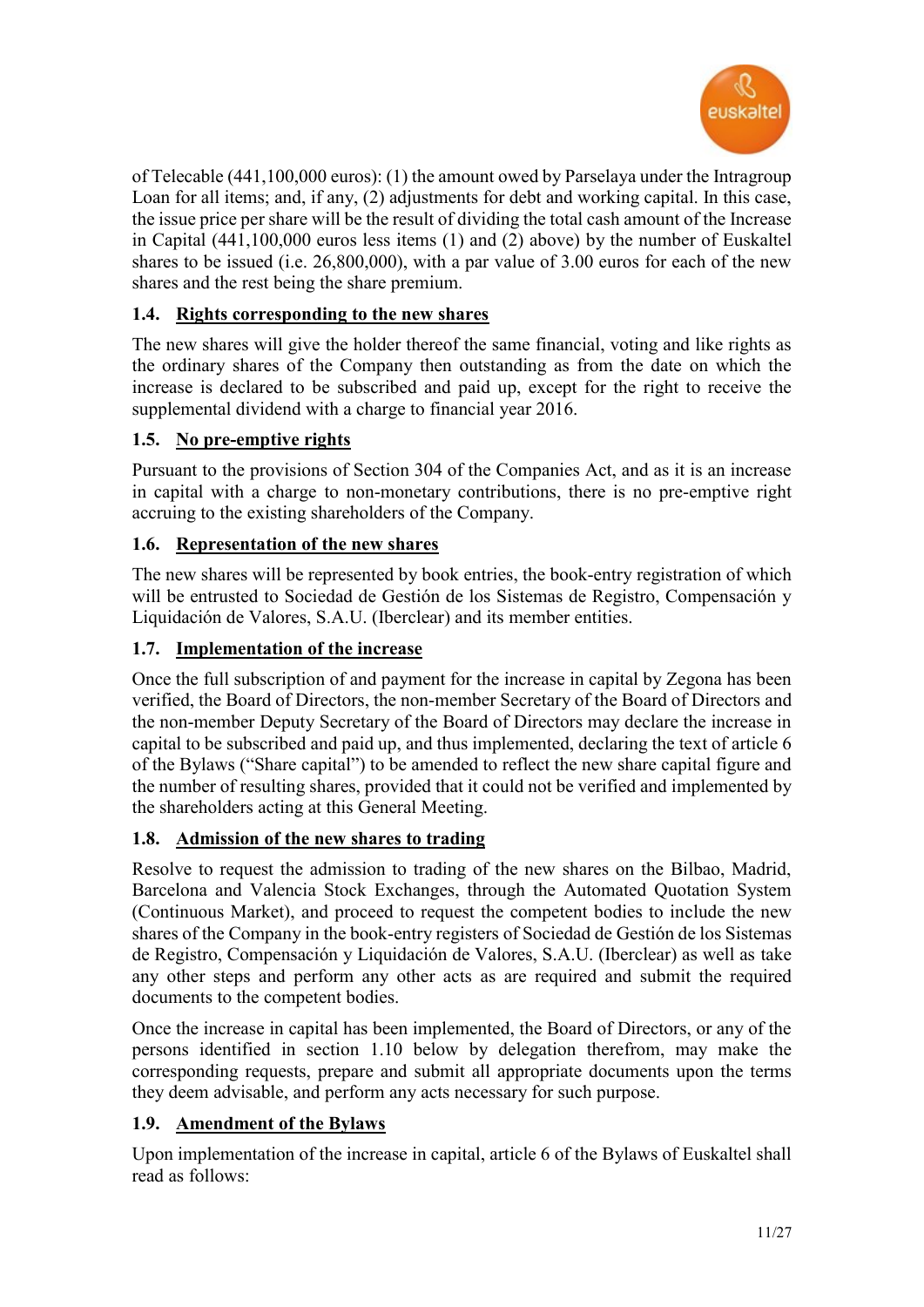of Telecable (441,100,000 euros): (1) the amount owed by Parselaya under the Intragroup Loan for all items; and, if any, (2) adjustments for debt and working capital. In this case, the issue price per share will be the result of dividing the total cash amount of the Increase in Capital (441,100,000 euros less items (1) and (2) above) by the number of Euskaltel shares to be issued (i.e. 26,800,000), with a par value of 3.00 euros for each of the new shares and the rest being the share premium.

### 1.4. Rights corresponding to the new shares

The new shares will give the holder thereof the same financial, voting and like rights as the ordinary shares of the Company then outstanding as from the date on which the increase is declared to be subscribed and paid up, except for the right to receive the supplemental dividend with a charge to financial year 2016.

### 1.5. No pre-emptive rights

Pursuant to the provisions of Section 304 of the Companies Act, and as it is an increase in capital with a charge to non-monetary contributions, there is no pre-emptive right accruing to the existing shareholders of the Company.

### 1.6. Representation of the new shares

The new shares will be represented by book entries, the book-entry registration of which will be entrusted to Sociedad de Gestión de los Sistemas de Registro, Compensación y Liquidación de Valores, S.A.U. (Iberclear) and its member entities.

### 1.7. Implementation of the increase

Once the full subscription of and payment for the increase in capital by Zegona has been verified, the Board of Directors, the non-member Secretary of the Board of Directors and the non-member Deputy Secretary of the Board of Directors may declare the increase in capital to be subscribed and paid up, and thus implemented, declaring the text of article 6 of the Bylaws ("Share capital") to be amended to reflect the new share capital figure and the number of resulting shares, provided that it could not be verified and implemented by the shareholders acting at this General Meeting.

### 1.8. Admission of the new shares to trading

Resolve to request the admission to trading of the new shares on the Bilbao, Madrid, Barcelona and Valencia Stock Exchanges, through the Automated Quotation System (Continuous Market), and proceed to request the competent bodies to include the new shares of the Company in the book-entry registers of Sociedad de Gestión de los Sistemas de Registro, Compensación y Liquidación de Valores, S.A.U. (Iberclear) as well as take any other steps and perform any other acts as are required and submit the required documents to the competent bodies.

Once the increase in capital has been implemented, the Board of Directors, or any of the persons identified in section 1.10 below by delegation therefrom, may make the corresponding requests, prepare and submit all appropriate documents upon the terms they deem advisable, and perform any acts necessary for such purpose.

### 1.9. Amendment of the Bylaws

Upon implementation of the increase in capital, article 6 of the Bylaws of Euskaltel shall read as follows: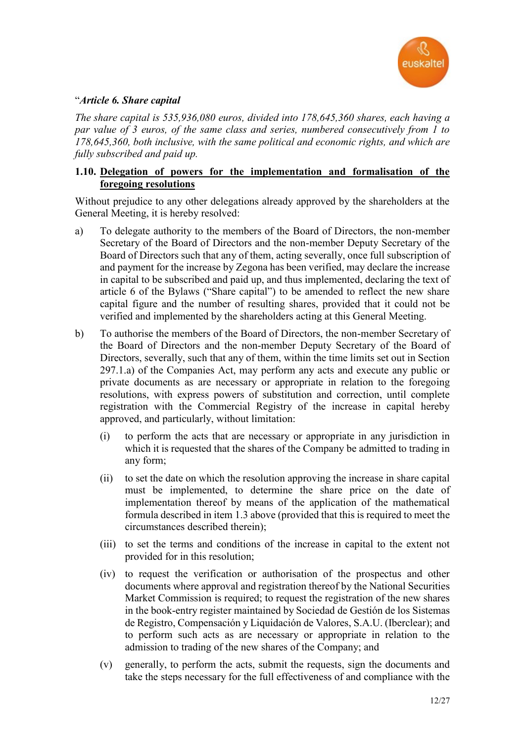"*Article 6. Share capital*

*The share capital is 535,936,080 euros, divided into 178,645,360 shares, each having a par value of 3 euros, of the same class and series, numbered consecutively from 1 to 178,645,360, both inclusive, with the same political and economic rights, and which are fully subscribed and paid up.*

### 1.10. <u>Delegation of powers for the implementation and formalisation of the foregoing resolutions</u>

Without prejudice to any other delegations already approved by the shareholders at the General Meeting, it is hereby resolved:

a) To delegate authority to the members of the Board of Directors, the non-member Secretary of the Board of Directors and the non-member Deputy Secretary of the Board of Directors such that any of them, acting severally, once full subscription of and payment for the increase by Zegona has been verified, may declare the increase in capital to be subscribed and paid up, and thus implemented, declaring the text of article 6 of the Bylaws ("Share capital") to be amended to reflect the new share capital figure and the number of resulting shares, provided that it could not be verified and implemented by the shareholders acting at this General Meeting.

b) To authorise the members of the Board of Directors, the non-member Secretary of the Board of Directors and the non-member Deputy Secretary of the Board of Directors, severally, such that any of them, within the time limits set out in Section 297.1.a) of the Companies Act, may perform any acts and execute any public or private documents as are necessary or appropriate in relation to the foregoing resolutions, with express powers of substitution and correction, until complete registration with the Commercial Registry of the increase in capital hereby approved, and particularly, without limitation:

    (i) to perform the acts that are necessary or appropriate in any jurisdiction in which it is requested that the shares of the Company be admitted to trading in any form;

    (ii) to set the date on which the resolution approving the increase in share capital must be implemented, to determine the share price on the date of implementation thereof by means of the application of the mathematical formula described in item 1.3 above (provided that this is required to meet the circumstances described therein);

    (iii) to set the terms and conditions of the increase in capital to the extent not provided for in this resolution;

    (iv) to request the verification or authorisation of the prospectus and other documents where approval and registration thereof by the National Securities Market Commission is required; to request the registration of the new shares in the book-entry register maintained by Sociedad de Gestión de los Sistemas de Registro, Compensación y Liquidación de Valores, S.A.U. (Iberclear); and to perform such acts as are necessary or appropriate in relation to the admission to trading of the new shares of the Company; and

    (v) generally, to perform the acts, submit the requests, sign the documents and take the steps necessary for the full effectiveness of and compliance with the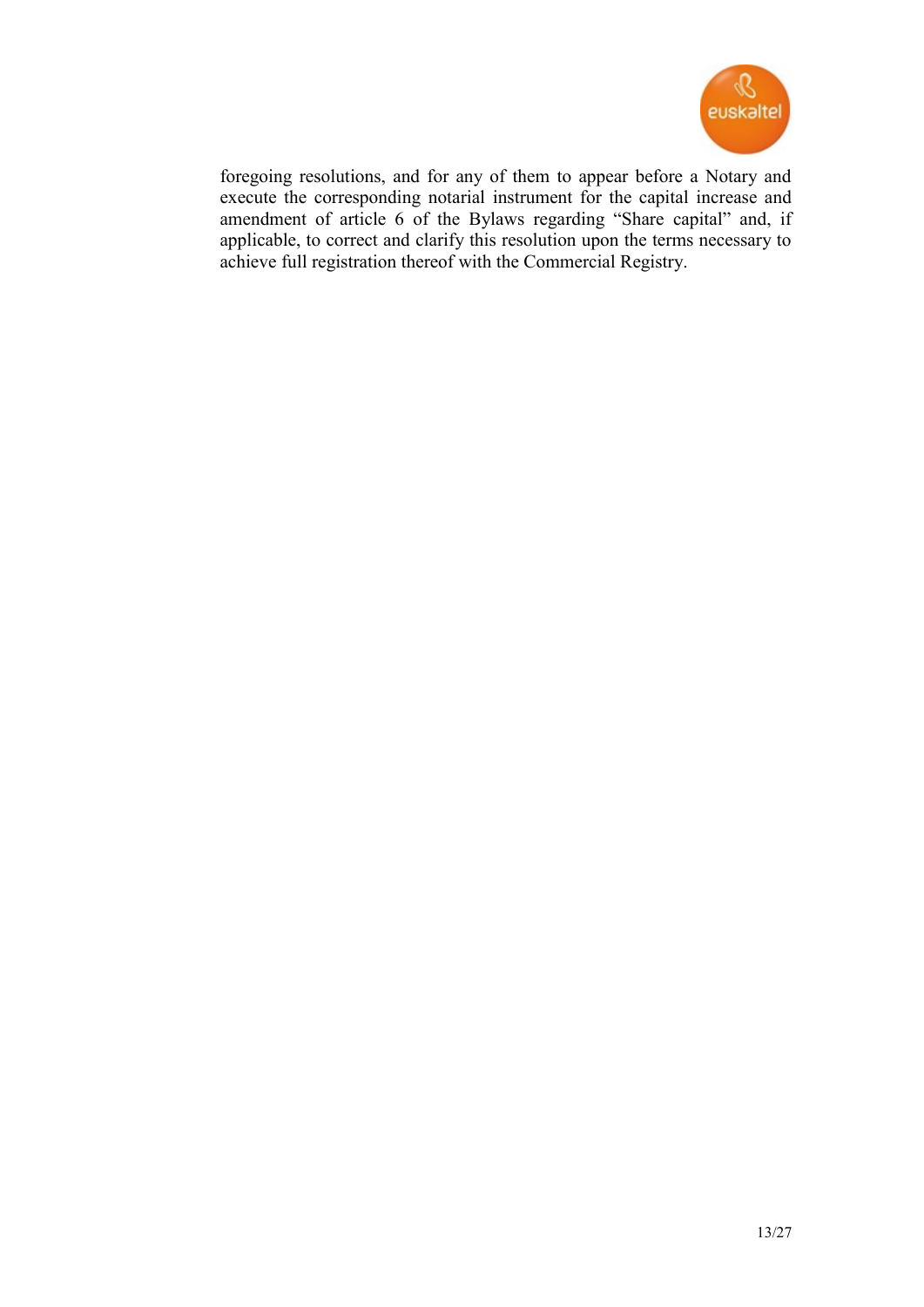foregoing resolutions, and for any of them to appear before a Notary and execute the corresponding notarial instrument for the capital increase and amendment of article 6 of the Bylaws regarding "Share capital" and, if applicable, to correct and clarify this resolution upon the terms necessary to achieve full registration thereof with the Commercial Registry.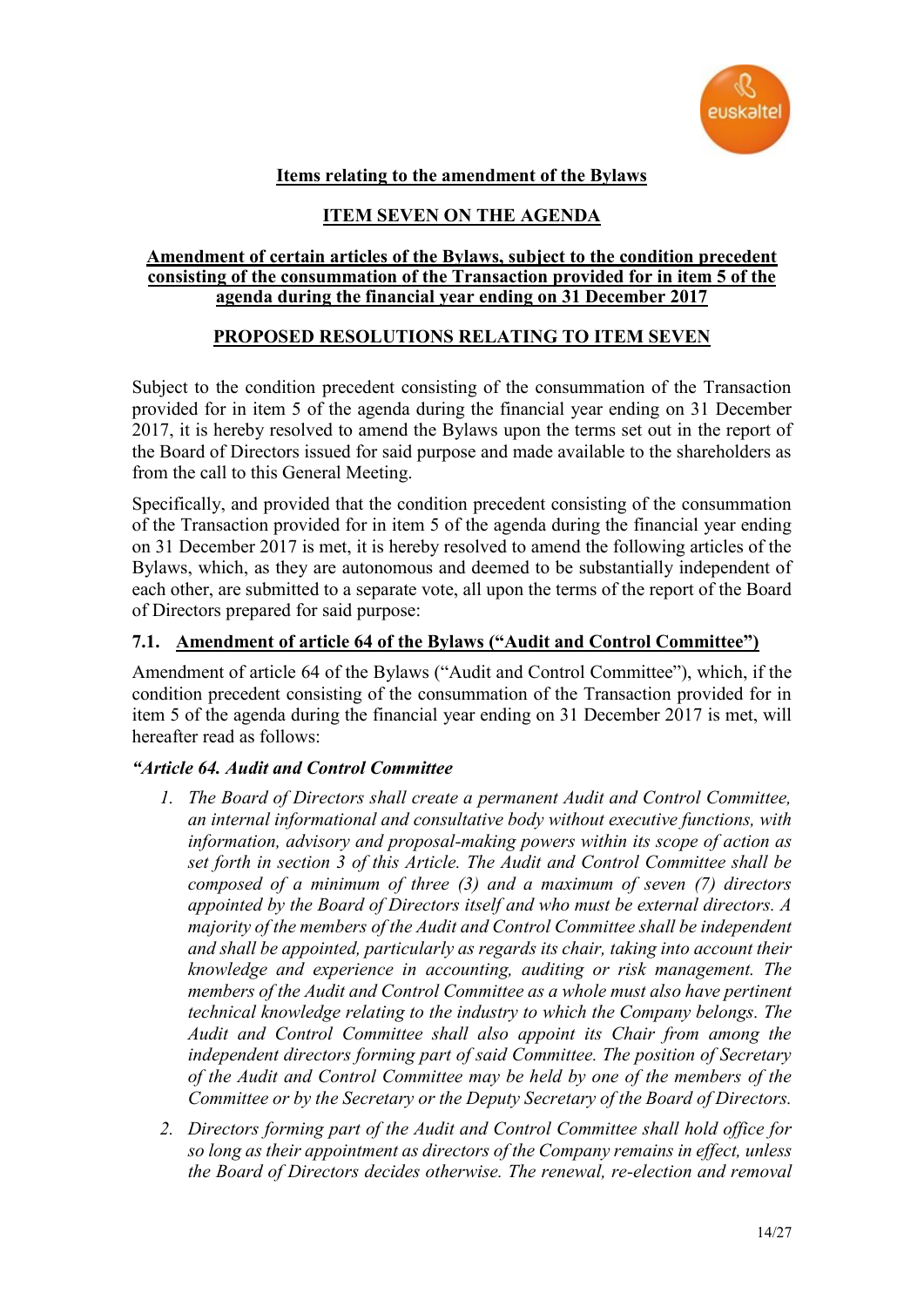**Items relating to the amendment of the Bylaws**

**ITEM SEVEN ON THE AGENDA**

**Amendment of certain articles of the Bylaws, subject to the condition precedent consisting of the consummation of the Transaction provided for in item 5 of the agenda during the financial year ending on 31 December 2017**

**PROPOSED RESOLUTIONS RELATING TO ITEM SEVEN**

Subject to the condition precedent consisting of the consummation of the Transaction provided for in item 5 of the agenda during the financial year ending on 31 December 2017, it is hereby resolved to amend the Bylaws upon the terms set out in the report of the Board of Directors issued for said purpose and made available to the shareholders as from the call to this General Meeting.

Specifically, and provided that the condition precedent consisting of the consummation of the Transaction provided for in item 5 of the agenda during the financial year ending on 31 December 2017 is met, it is hereby resolved to amend the following articles of the Bylaws, which, as they are autonomous and deemed to be substantially independent of each other, are submitted to a separate vote, all upon the terms of the report of the Board of Directors prepared for said purpose:

**7.1. Amendment of article 64 of the Bylaws ("Audit and Control Committee")**

Amendment of article 64 of the Bylaws ("Audit and Control Committee"), which, if the condition precedent consisting of the consummation of the Transaction provided for in item 5 of the agenda during the financial year ending on 31 December 2017 is met, will hereafter read as follows:

***"Article 64. Audit and Control Committee***

1. *The Board of Directors shall create a permanent Audit and Control Committee, an internal informational and consultative body without executive functions, with information, advisory and proposal-making powers within its scope of action as set forth in section 3 of this Article. The Audit and Control Committee shall be composed of a minimum of three (3) and a maximum of seven (7) directors appointed by the Board of Directors itself and who must be external directors. A majority of the members of the Audit and Control Committee shall be independent and shall be appointed, particularly as regards its chair, taking into account their knowledge and experience in accounting, auditing or risk management. The members of the Audit and Control Committee as a whole must also have pertinent technical knowledge relating to the industry to which the Company belongs. The Audit and Control Committee shall also appoint its Chair from among the independent directors forming part of said Committee. The position of Secretary of the Audit and Control Committee may be held by one of the members of the Committee or by the Secretary or the Deputy Secretary of the Board of Directors.*
2. *Directors forming part of the Audit and Control Committee shall hold office for so long as their appointment as directors of the Company remains in effect, unless the Board of Directors decides otherwise. The renewal, re-election and removal*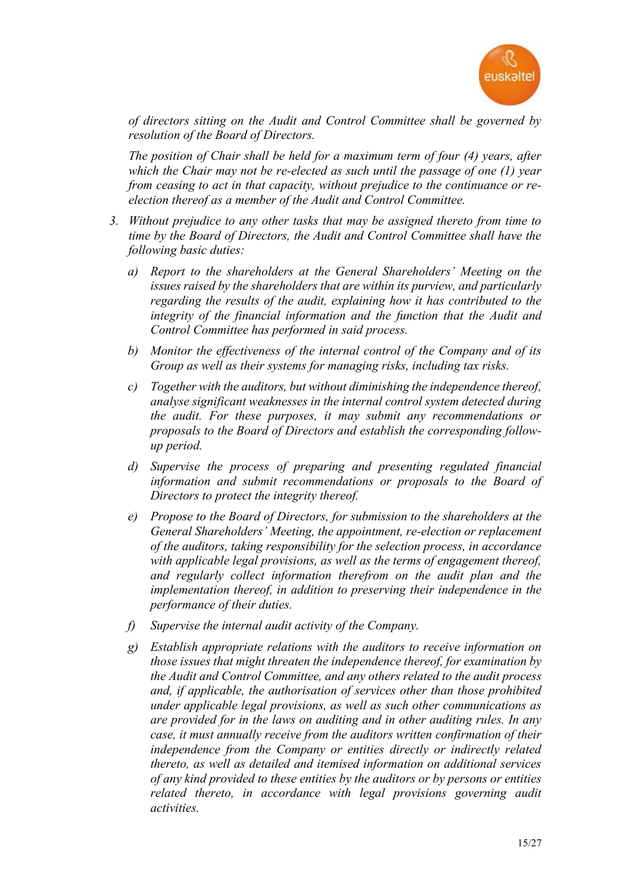*of directors sitting on the Audit and Control Committee shall be governed by resolution of the Board of Directors.*

*The position of Chair shall be held for a maximum term of four (4) years, after which the Chair may not be re-elected as such until the passage of one (1) year from ceasing to act in that capacity, without prejudice to the continuance or re-election thereof as a member of the Audit and Control Committee.*

3. *Without prejudice to any other tasks that may be assigned thereto from time to time by the Board of Directors, the Audit and Control Committee shall have the following basic duties:*

   a) *Report to the shareholders at the General Shareholders' Meeting on the issues raised by the shareholders that are within its purview, and particularly regarding the results of the audit, explaining how it has contributed to the integrity of the financial information and the function that the Audit and Control Committee has performed in said process.*

   b) *Monitor the effectiveness of the internal control of the Company and of its Group as well as their systems for managing risks, including tax risks.*

   c) *Together with the auditors, but without diminishing the independence thereof, analyse significant weaknesses in the internal control system detected during the audit. For these purposes, it may submit any recommendations or proposals to the Board of Directors and establish the corresponding follow-up period.*

   d) *Supervise the process of preparing and presenting regulated financial information and submit recommendations or proposals to the Board of Directors to protect the integrity thereof.*

   e) *Propose to the Board of Directors, for submission to the shareholders at the General Shareholders' Meeting, the appointment, re-election or replacement of the auditors, taking responsibility for the selection process, in accordance with applicable legal provisions, as well as the terms of engagement thereof, and regularly collect information therefrom on the audit plan and the implementation thereof, in addition to preserving their independence in the performance of their duties.*

   f) *Supervise the internal audit activity of the Company.*

   g) *Establish appropriate relations with the auditors to receive information on those issues that might threaten the independence thereof, for examination by the Audit and Control Committee, and any others related to the audit process and, if applicable, the authorisation of services other than those prohibited under applicable legal provisions, as well as such other communications as are provided for in the laws on auditing and in other auditing rules. In any case, it must annually receive from the auditors written confirmation of their independence from the Company or entities directly or indirectly related thereto, as well as detailed and itemised information on additional services of any kind provided to these entities by the auditors or by persons or entities related thereto, in accordance with legal provisions governing audit activities.*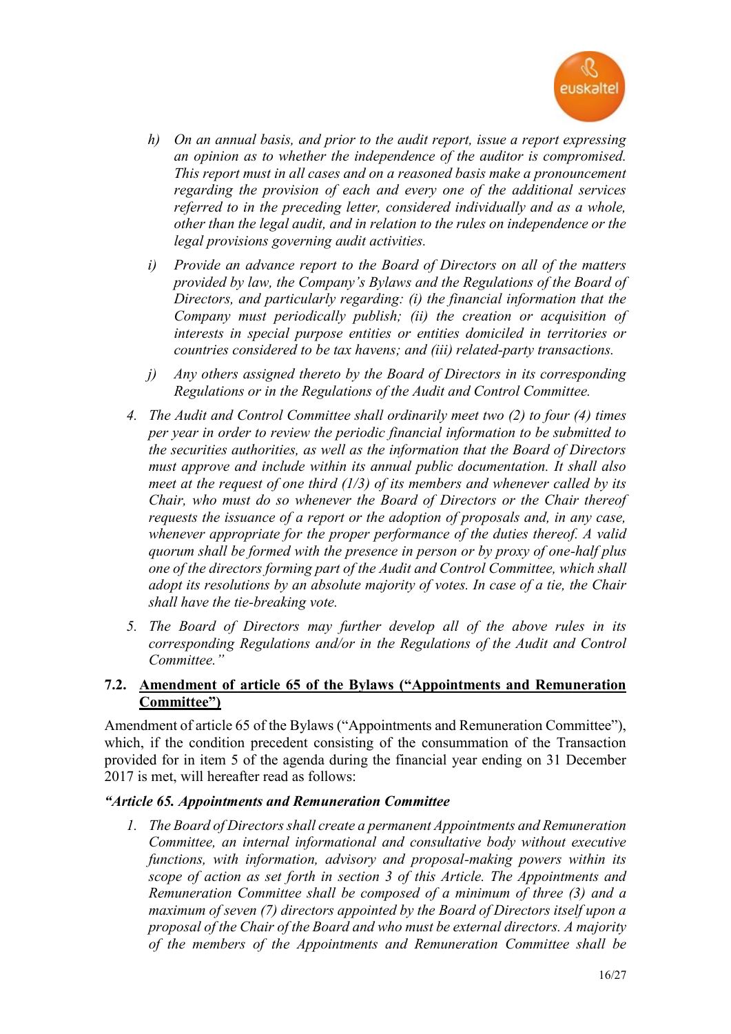*h) On an annual basis, and prior to the audit report, issue a report expressing an opinion as to whether the independence of the auditor is compromised. This report must in all cases and on a reasoned basis make a pronouncement regarding the provision of each and every one of the additional services referred to in the preceding letter, considered individually and as a whole, other than the legal audit, and in relation to the rules on independence or the legal provisions governing audit activities.*

*i) Provide an advance report to the Board of Directors on all of the matters provided by law, the Company's Bylaws and the Regulations of the Board of Directors, and particularly regarding: (i) the financial information that the Company must periodically publish; (ii) the creation or acquisition of interests in special purpose entities or entities domiciled in territories or countries considered to be tax havens; and (iii) related-party transactions.*

*j) Any others assigned thereto by the Board of Directors in its corresponding Regulations or in the Regulations of the Audit and Control Committee.*

*4. The Audit and Control Committee shall ordinarily meet two (2) to four (4) times per year in order to review the periodic financial information to be submitted to the securities authorities, as well as the information that the Board of Directors must approve and include within its annual public documentation. It shall also meet at the request of one third (1/3) of its members and whenever called by its Chair, who must do so whenever the Board of Directors or the Chair thereof requests the issuance of a report or the adoption of proposals and, in any case, whenever appropriate for the proper performance of the duties thereof. A valid quorum shall be formed with the presence in person or by proxy of one-half plus one of the directors forming part of the Audit and Control Committee, which shall adopt its resolutions by an absolute majority of votes. In case of a tie, the Chair shall have the tie-breaking vote.*

*5. The Board of Directors may further develop all of the above rules in its corresponding Regulations and/or in the Regulations of the Audit and Control Committee."*

### 7.2. Amendment of article 65 of the Bylaws ("Appointments and Remuneration Committee")

Amendment of article 65 of the Bylaws ("Appointments and Remuneration Committee"), which, if the condition precedent consisting of the consummation of the Transaction provided for in item 5 of the agenda during the financial year ending on 31 December 2017 is met, will hereafter read as follows:

***"Article 65. Appointments and Remuneration Committee***

*1. The Board of Directors shall create a permanent Appointments and Remuneration Committee, an internal informational and consultative body without executive functions, with information, advisory and proposal-making powers within its scope of action as set forth in section 3 of this Article. The Appointments and Remuneration Committee shall be composed of a minimum of three (3) and a maximum of seven (7) directors appointed by the Board of Directors itself upon a proposal of the Chair of the Board and who must be external directors. A majority of the members of the Appointments and Remuneration Committee shall be*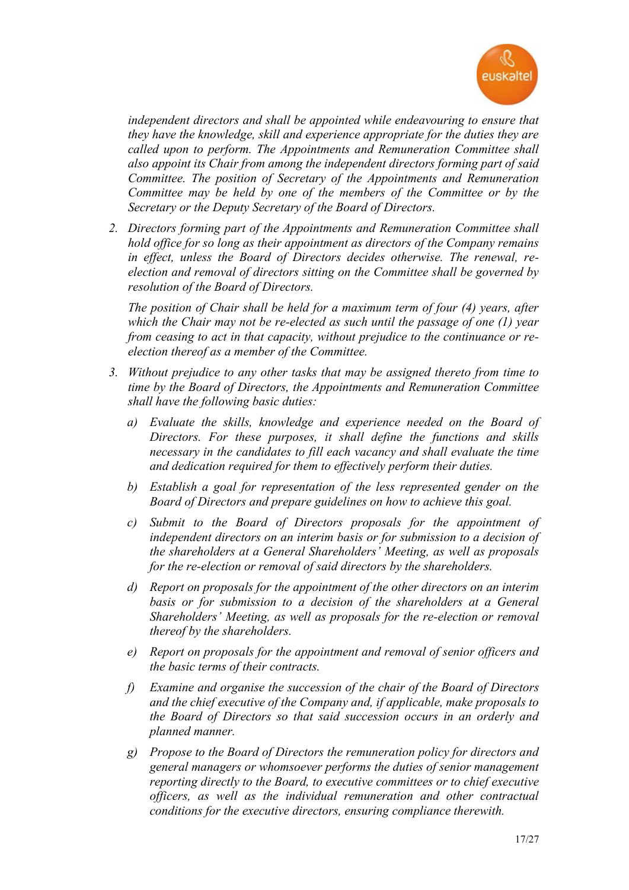*independent directors and shall be appointed while endeavouring to ensure that they have the knowledge, skill and experience appropriate for the duties they are called upon to perform. The Appointments and Remuneration Committee shall also appoint its Chair from among the independent directors forming part of said Committee. The position of Secretary of the Appointments and Remuneration Committee may be held by one of the members of the Committee or by the Secretary or the Deputy Secretary of the Board of Directors.*

2. *Directors forming part of the Appointments and Remuneration Committee shall hold office for so long as their appointment as directors of the Company remains in effect, unless the Board of Directors decides otherwise. The renewal, re-election and removal of directors sitting on the Committee shall be governed by resolution of the Board of Directors.*

   *The position of Chair shall be held for a maximum term of four (4) years, after which the Chair may not be re-elected as such until the passage of one (1) year from ceasing to act in that capacity, without prejudice to the continuance or re-election thereof as a member of the Committee.*

3. *Without prejudice to any other tasks that may be assigned thereto from time to time by the Board of Directors, the Appointments and Remuneration Committee shall have the following basic duties:*

   a) *Evaluate the skills, knowledge and experience needed on the Board of Directors. For these purposes, it shall define the functions and skills necessary in the candidates to fill each vacancy and shall evaluate the time and dedication required for them to effectively perform their duties.*

   b) *Establish a goal for representation of the less represented gender on the Board of Directors and prepare guidelines on how to achieve this goal.*

   c) *Submit to the Board of Directors proposals for the appointment of independent directors on an interim basis or for submission to a decision of the shareholders at a General Shareholders' Meeting, as well as proposals for the re-election or removal of said directors by the shareholders.*

   d) *Report on proposals for the appointment of the other directors on an interim basis or for submission to a decision of the shareholders at a General Shareholders' Meeting, as well as proposals for the re-election or removal thereof by the shareholders.*

   e) *Report on proposals for the appointment and removal of senior officers and the basic terms of their contracts.*

   f) *Examine and organise the succession of the chair of the Board of Directors and the chief executive of the Company and, if applicable, make proposals to the Board of Directors so that said succession occurs in an orderly and planned manner.*

   g) *Propose to the Board of Directors the remuneration policy for directors and general managers or whomsoever performs the duties of senior management reporting directly to the Board, to executive committees or to chief executive officers, as well as the individual remuneration and other contractual conditions for the executive directors, ensuring compliance therewith.*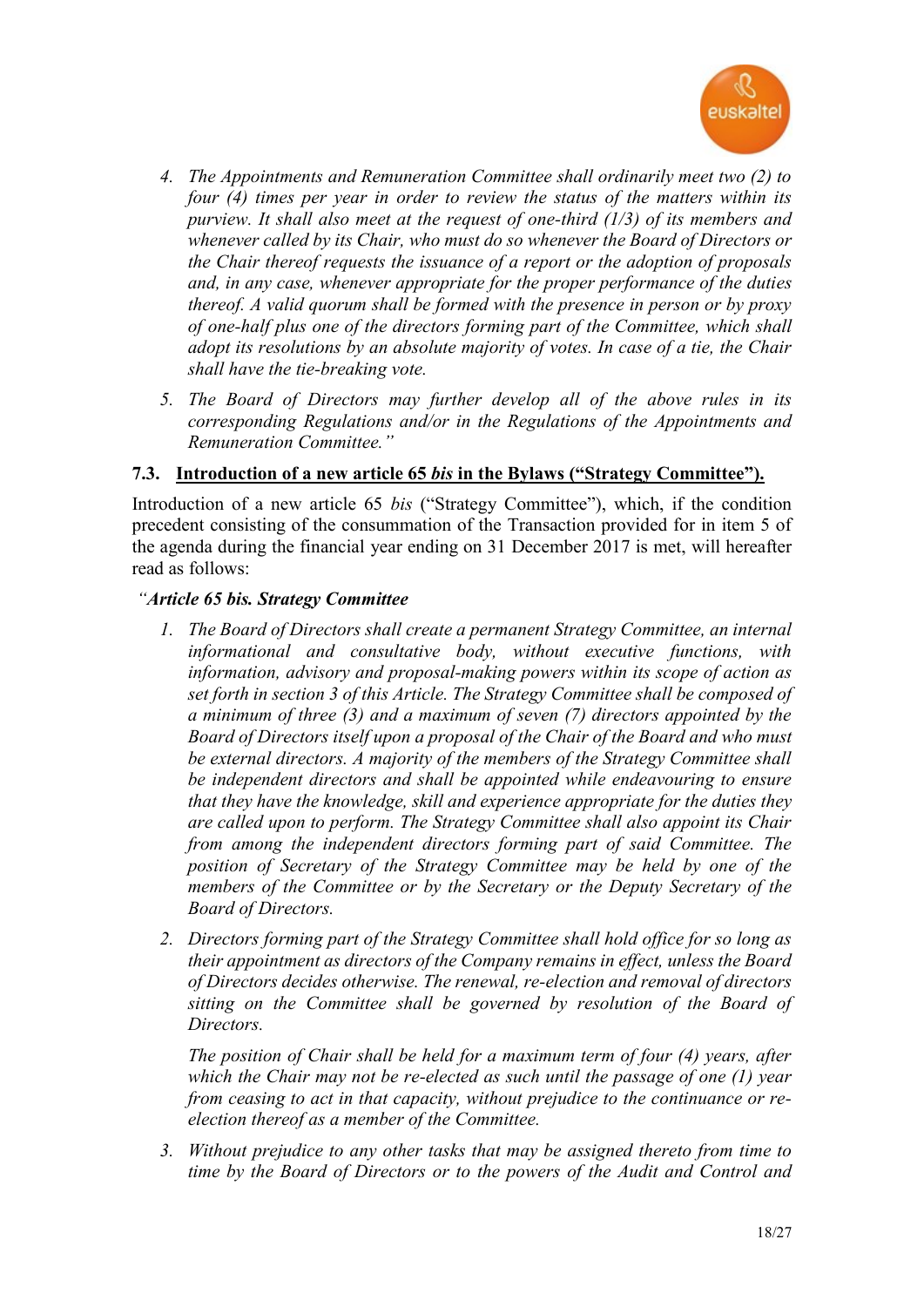*4. The Appointments and Remuneration Committee shall ordinarily meet two (2) to four (4) times per year in order to review the status of the matters within its purview. It shall also meet at the request of one-third (1/3) of its members and whenever called by its Chair, who must do so whenever the Board of Directors or the Chair thereof requests the issuance of a report or the adoption of proposals and, in any case, whenever appropriate for the proper performance of the duties thereof. A valid quorum shall be formed with the presence in person or by proxy of one-half plus one of the directors forming part of the Committee, which shall adopt its resolutions by an absolute majority of votes. In case of a tie, the Chair shall have the tie-breaking vote.*

*5. The Board of Directors may further develop all of the above rules in its corresponding Regulations and/or in the Regulations of the Appointments and Remuneration Committee."*

### 7.3. Introduction of a new article 65 *bis* in the Bylaws ("Strategy Committee").

Introduction of a new article 65 *bis* ("Strategy Committee"), which, if the condition precedent consisting of the consummation of the Transaction provided for in item 5 of the agenda during the financial year ending on 31 December 2017 is met, will hereafter read as follows:

*"**Article 65 bis. Strategy Committee***

*1. The Board of Directors shall create a permanent Strategy Committee, an internal informational and consultative body, without executive functions, with information, advisory and proposal-making powers within its scope of action as set forth in section 3 of this Article. The Strategy Committee shall be composed of a minimum of three (3) and a maximum of seven (7) directors appointed by the Board of Directors itself upon a proposal of the Chair of the Board and who must be external directors. A majority of the members of the Strategy Committee shall be independent directors and shall be appointed while endeavouring to ensure that they have the knowledge, skill and experience appropriate for the duties they are called upon to perform. The Strategy Committee shall also appoint its Chair from among the independent directors forming part of said Committee. The position of Secretary of the Strategy Committee may be held by one of the members of the Committee or by the Secretary or the Deputy Secretary of the Board of Directors.*

*2. Directors forming part of the Strategy Committee shall hold office for so long as their appointment as directors of the Company remains in effect, unless the Board of Directors decides otherwise. The renewal, re-election and removal of directors sitting on the Committee shall be governed by resolution of the Board of Directors.*

*The position of Chair shall be held for a maximum term of four (4) years, after which the Chair may not be re-elected as such until the passage of one (1) year from ceasing to act in that capacity, without prejudice to the continuance or re-election thereof as a member of the Committee.*

*3. Without prejudice to any other tasks that may be assigned thereto from time to time by the Board of Directors or to the powers of the Audit and Control and*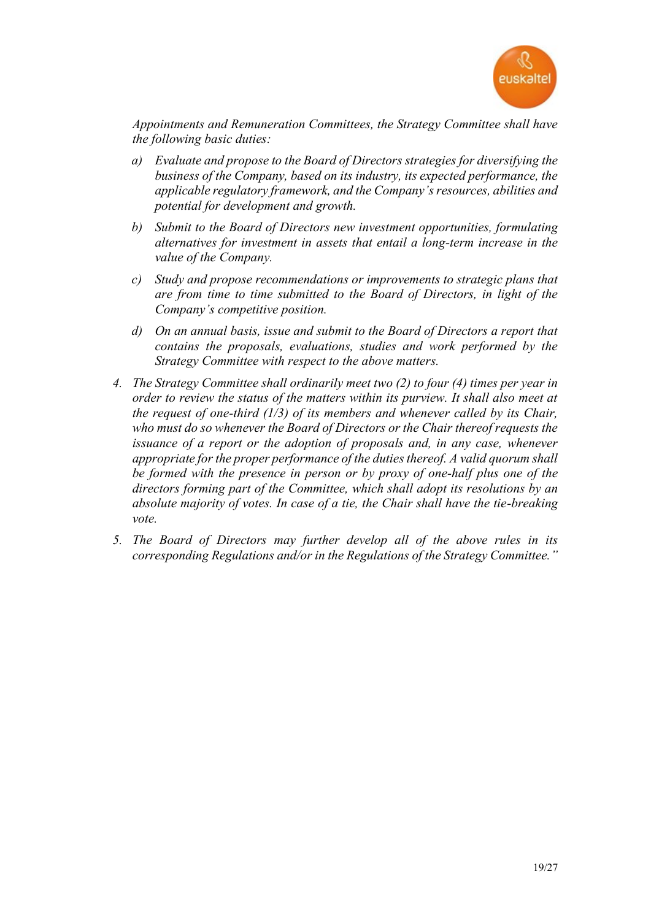*Appointments and Remuneration Committees, the Strategy Committee shall have the following basic duties:*

*a) Evaluate and propose to the Board of Directors strategies for diversifying the business of the Company, based on its industry, its expected performance, the applicable regulatory framework, and the Company's resources, abilities and potential for development and growth.*

*b) Submit to the Board of Directors new investment opportunities, formulating alternatives for investment in assets that entail a long-term increase in the value of the Company.*

*c) Study and propose recommendations or improvements to strategic plans that are from time to time submitted to the Board of Directors, in light of the Company's competitive position.*

*d) On an annual basis, issue and submit to the Board of Directors a report that contains the proposals, evaluations, studies and work performed by the Strategy Committee with respect to the above matters.*

*4. The Strategy Committee shall ordinarily meet two (2) to four (4) times per year in order to review the status of the matters within its purview. It shall also meet at the request of one-third (1/3) of its members and whenever called by its Chair, who must do so whenever the Board of Directors or the Chair thereof requests the issuance of a report or the adoption of proposals and, in any case, whenever appropriate for the proper performance of the duties thereof. A valid quorum shall be formed with the presence in person or by proxy of one-half plus one of the directors forming part of the Committee, which shall adopt its resolutions by an absolute majority of votes. In case of a tie, the Chair shall have the tie-breaking vote.*

*5. The Board of Directors may further develop all of the above rules in its corresponding Regulations and/or in the Regulations of the Strategy Committee."*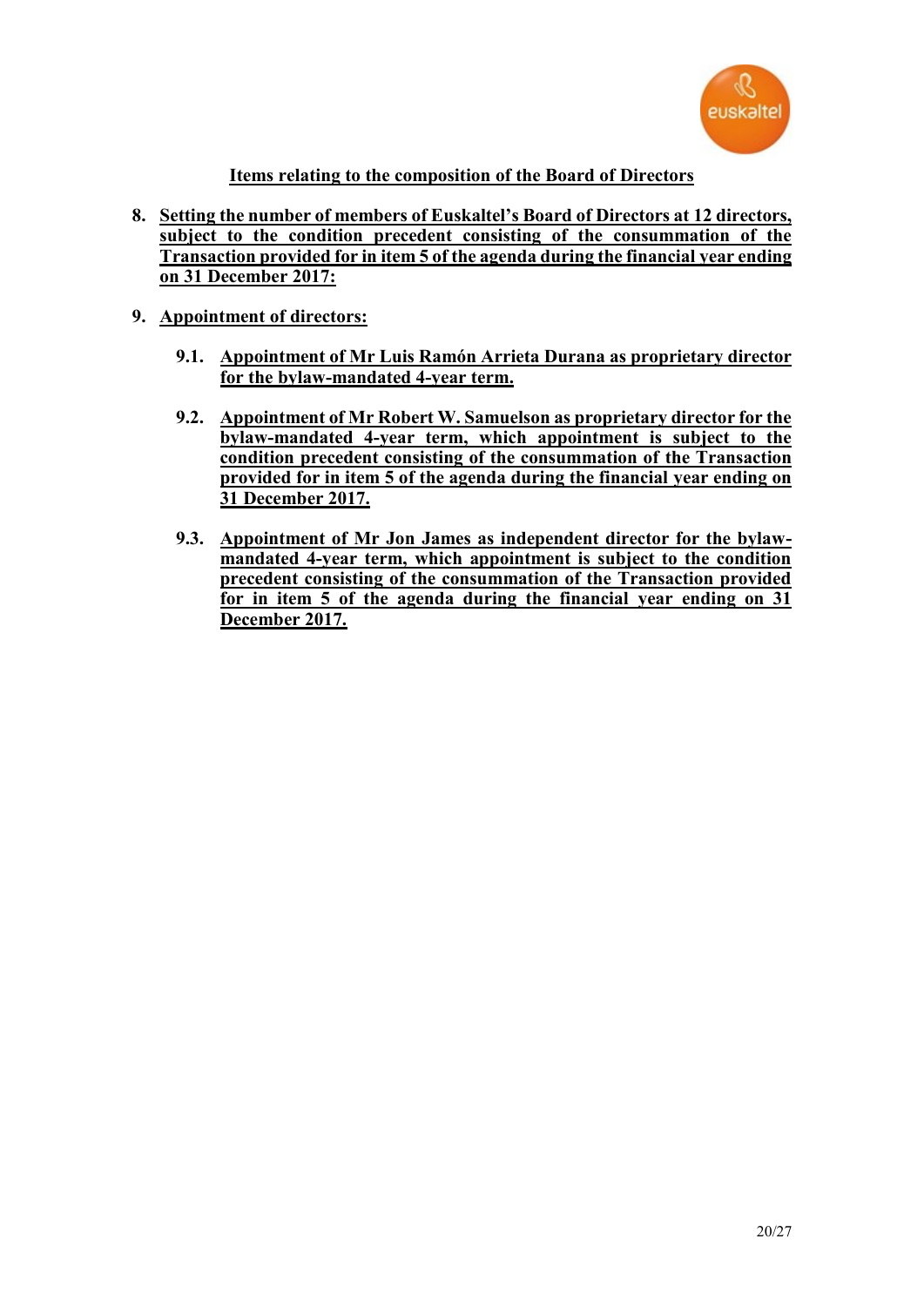## Items relating to the composition of the Board of Directors

8. **Setting the number of members of Euskaltel's Board of Directors at 12 directors, subject to the condition precedent consisting of the consummation of the Transaction provided for in item 5 of the agenda during the financial year ending on 31 December 2017:**

9. **Appointment of directors:**

   9.1. **Appointment of Mr Luis Ramón Arrieta Durana as proprietary director for the bylaw-mandated 4-year term.**

   9.2. **Appointment of Mr Robert W. Samuelson as proprietary director for the bylaw-mandated 4-year term, which appointment is subject to the condition precedent consisting of the consummation of the Transaction provided for in item 5 of the agenda during the financial year ending on 31 December 2017.**

   9.3. **Appointment of Mr Jon James as independent director for the bylaw-mandated 4-year term, which appointment is subject to the condition precedent consisting of the consummation of the Transaction provided for in item 5 of the agenda during the financial year ending on 31 December 2017.**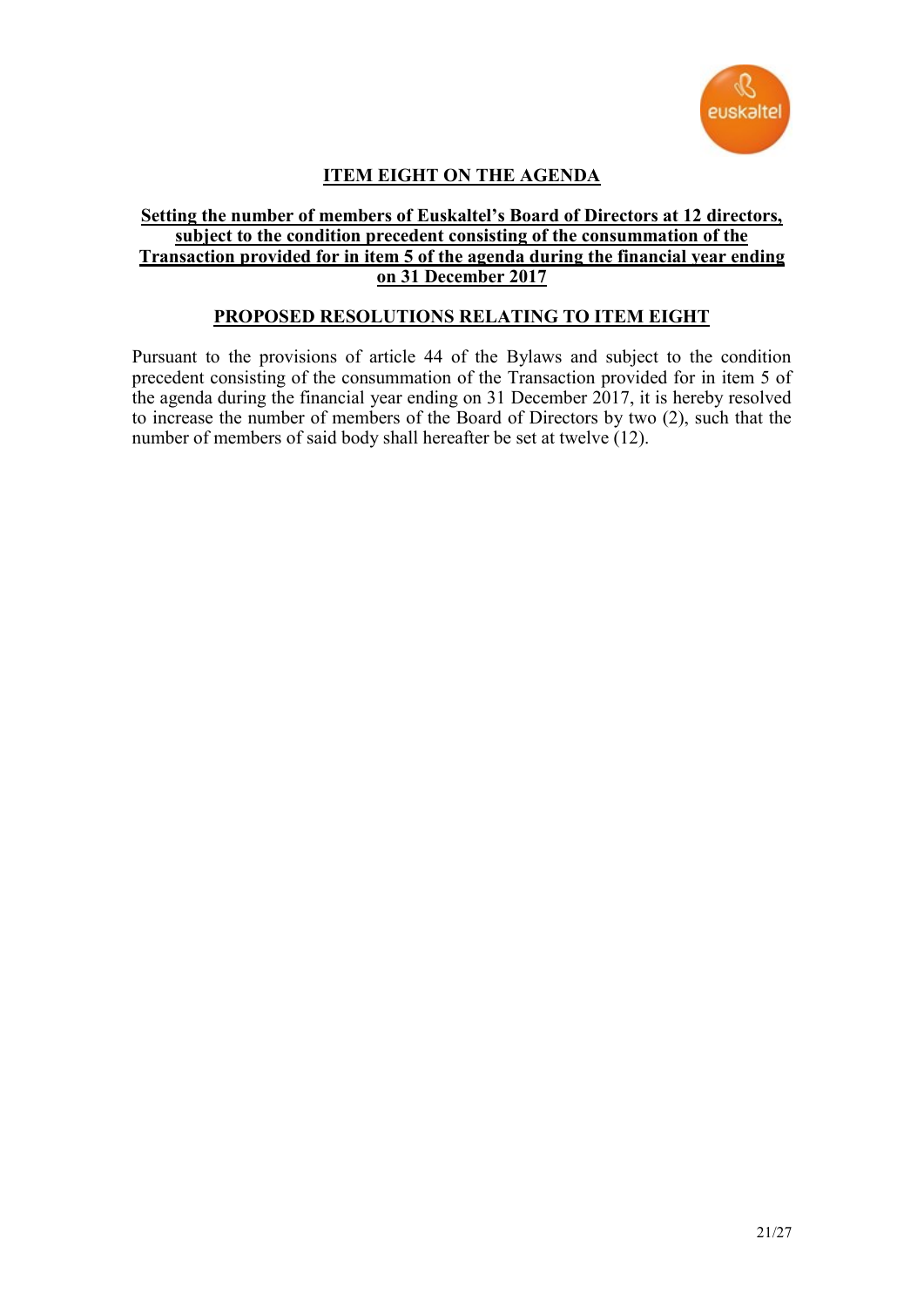## ITEM EIGHT ON THE AGENDA

### Setting the number of members of Euskaltel's Board of Directors at 12 directors, subject to the condition precedent consisting of the consummation of the Transaction provided for in item 5 of the agenda during the financial year ending on 31 December 2017

### PROPOSED RESOLUTIONS RELATING TO ITEM EIGHT

Pursuant to the provisions of article 44 of the Bylaws and subject to the condition precedent consisting of the consummation of the Transaction provided for in item 5 of the agenda during the financial year ending on 31 December 2017, it is hereby resolved to increase the number of members of the Board of Directors by two (2), such that the number of members of said body shall hereafter be set at twelve (12).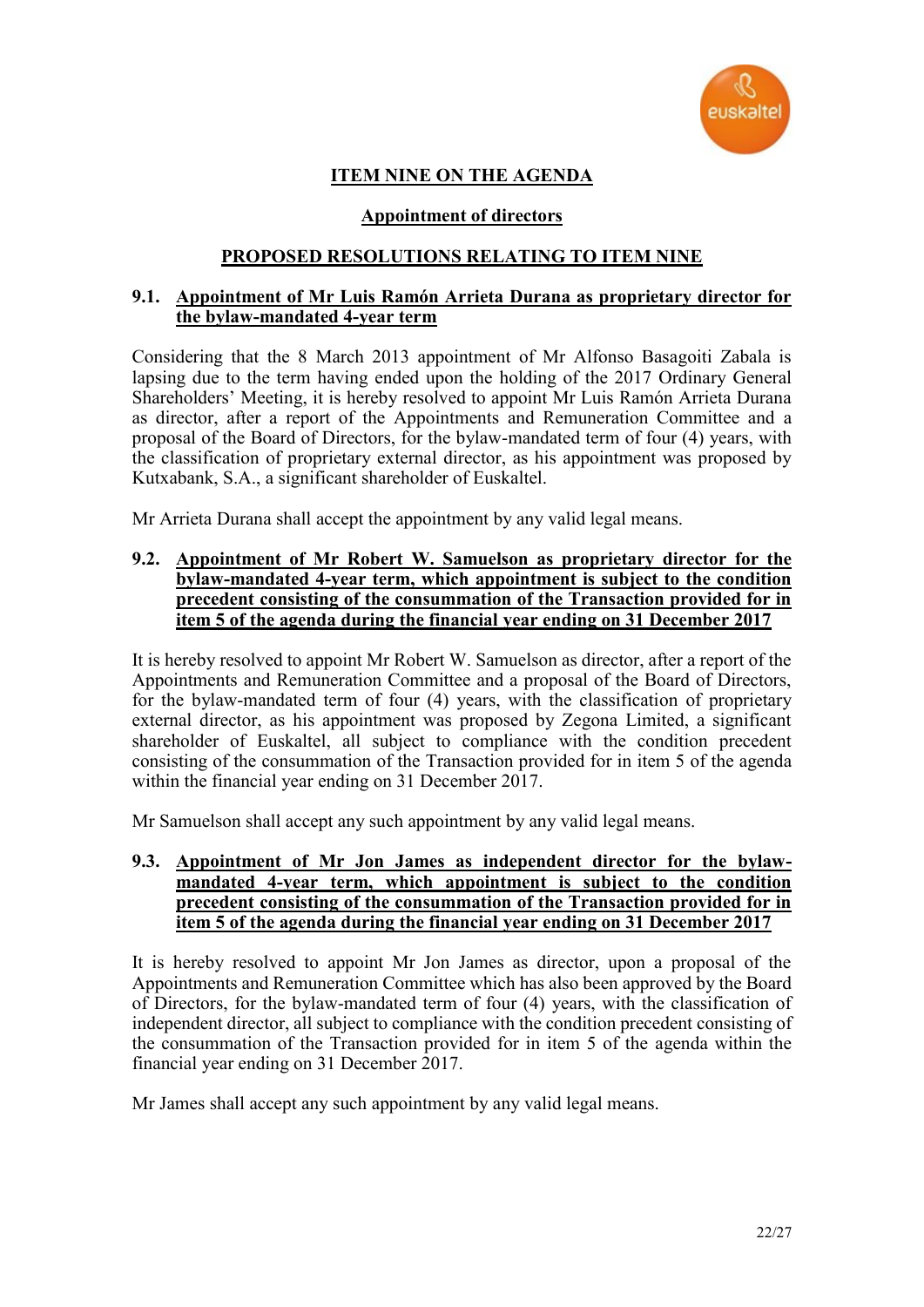## ITEM NINE ON THE AGENDA

### Appointment of directors

### PROPOSED RESOLUTIONS RELATING TO ITEM NINE

**9.1. Appointment of Mr Luis Ramón Arrieta Durana as proprietary director for the bylaw-mandated 4-year term**

Considering that the 8 March 2013 appointment of Mr Alfonso Basagoiti Zabala is lapsing due to the term having ended upon the holding of the 2017 Ordinary General Shareholders' Meeting, it is hereby resolved to appoint Mr Luis Ramón Arrieta Durana as director, after a report of the Appointments and Remuneration Committee and a proposal of the Board of Directors, for the bylaw-mandated term of four (4) years, with the classification of proprietary external director, as his appointment was proposed by Kutxabank, S.A., a significant shareholder of Euskaltel.

Mr Arrieta Durana shall accept the appointment by any valid legal means.

**9.2. Appointment of Mr Robert W. Samuelson as proprietary director for the bylaw-mandated 4-year term, which appointment is subject to the condition precedent consisting of the consummation of the Transaction provided for in item 5 of the agenda during the financial year ending on 31 December 2017**

It is hereby resolved to appoint Mr Robert W. Samuelson as director, after a report of the Appointments and Remuneration Committee and a proposal of the Board of Directors, for the bylaw-mandated term of four (4) years, with the classification of proprietary external director, as his appointment was proposed by Zegona Limited, a significant shareholder of Euskaltel, all subject to compliance with the condition precedent consisting of the consummation of the Transaction provided for in item 5 of the agenda within the financial year ending on 31 December 2017.

Mr Samuelson shall accept any such appointment by any valid legal means.

**9.3. Appointment of Mr Jon James as independent director for the bylaw-mandated 4-year term, which appointment is subject to the condition precedent consisting of the consummation of the Transaction provided for in item 5 of the agenda during the financial year ending on 31 December 2017**

It is hereby resolved to appoint Mr Jon James as director, upon a proposal of the Appointments and Remuneration Committee which has also been approved by the Board of Directors, for the bylaw-mandated term of four (4) years, with the classification of independent director, all subject to compliance with the condition precedent consisting of the consummation of the Transaction provided for in item 5 of the agenda within the financial year ending on 31 December 2017.

Mr James shall accept any such appointment by any valid legal means.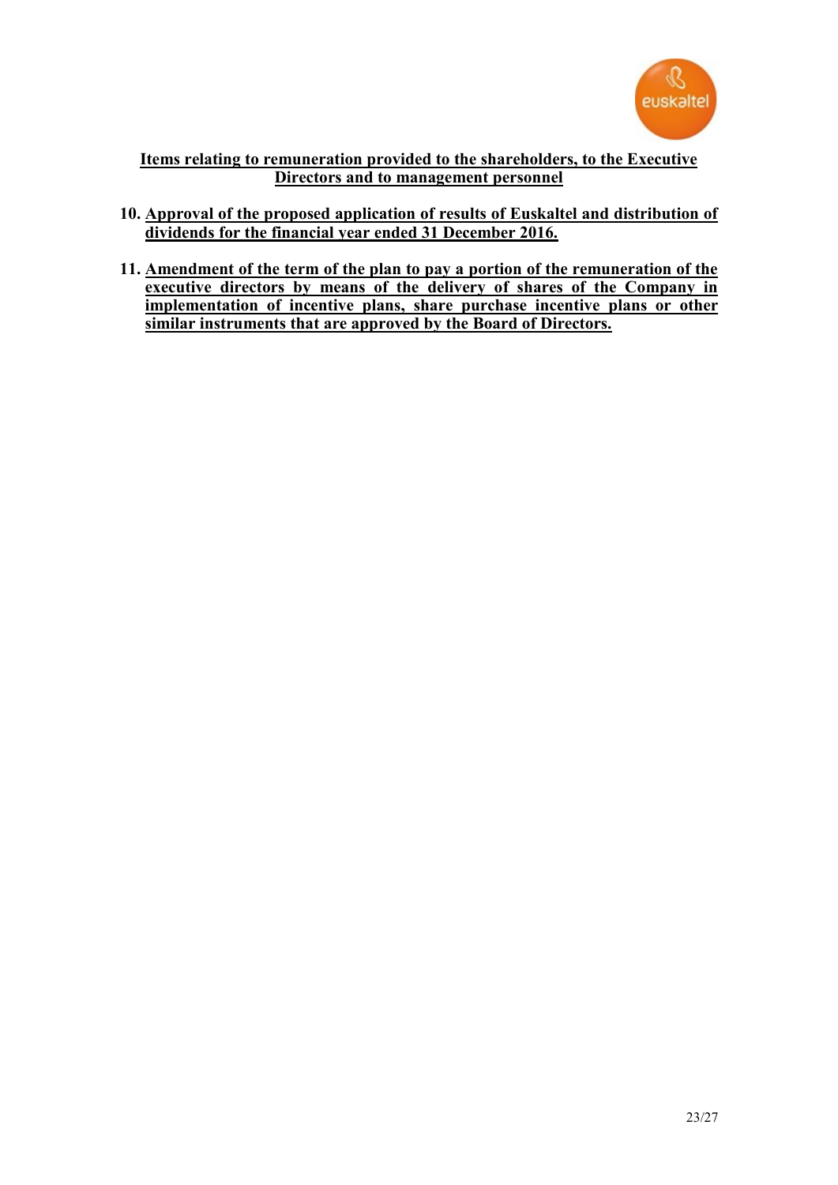**Items relating to remuneration provided to the shareholders, to the Executive Directors and to management personnel**

10. **Approval of the proposed application of results of Euskaltel and distribution of dividends for the financial year ended 31 December 2016.**

11. **Amendment of the term of the plan to pay a portion of the remuneration of the executive directors by means of the delivery of shares of the Company in implementation of incentive plans, share purchase incentive plans or other similar instruments that are approved by the Board of Directors.**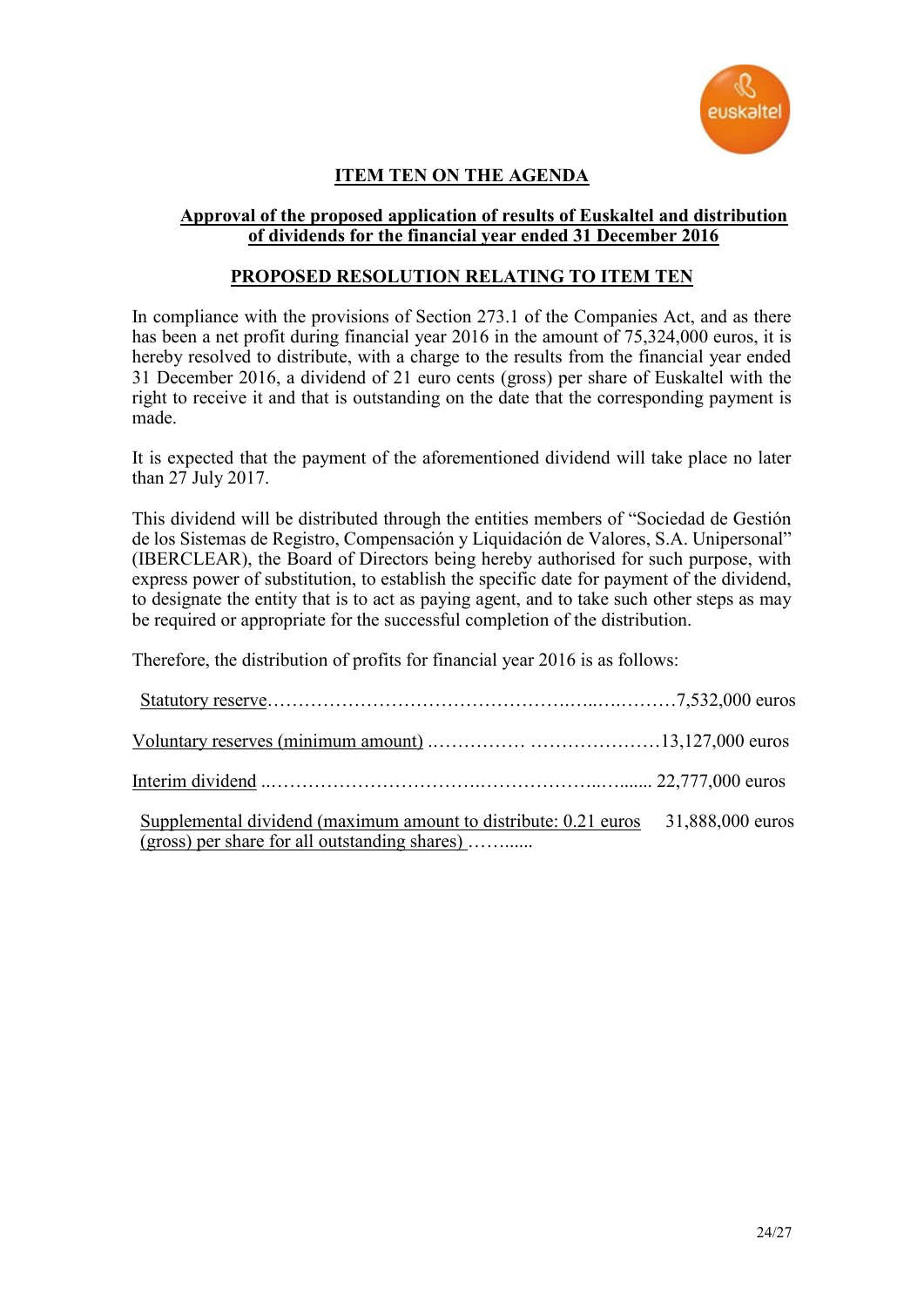## ITEM TEN ON THE AGENDA

### Approval of the proposed application of results of Euskaltel and distribution of dividends for the financial year ended 31 December 2016

### PROPOSED RESOLUTION RELATING TO ITEM TEN

In compliance with the provisions of Section 273.1 of the Companies Act, and as there has been a net profit during financial year 2016 in the amount of 75,324,000 euros, it is hereby resolved to distribute, with a charge to the results from the financial year ended 31 December 2016, a dividend of 21 euro cents (gross) per share of Euskaltel with the right to receive it and that is outstanding on the date that the corresponding payment is made.

It is expected that the payment of the aforementioned dividend will take place no later than 27 July 2017.

This dividend will be distributed through the entities members of "Sociedad de Gestión de los Sistemas de Registro, Compensación y Liquidación de Valores, S.A. Unipersonal" (IBERCLEAR), the Board of Directors being hereby authorised for such purpose, with express power of substitution, to establish the specific date for payment of the dividend, to designate the entity that is to act as paying agent, and to take such other steps as may be required or appropriate for the successful completion of the distribution.

Therefore, the distribution of profits for financial year 2016 is as follows:

| | |
|---|---|
| Statutory reserve | 7,532,000 euros |
| Voluntary reserves (minimum amount) | 13,127,000 euros |
| Interim dividend | 22,777,000 euros |
| Supplemental dividend (maximum amount to distribute: 0.21 euros (gross) per share for all outstanding shares) | 31,888,000 euros |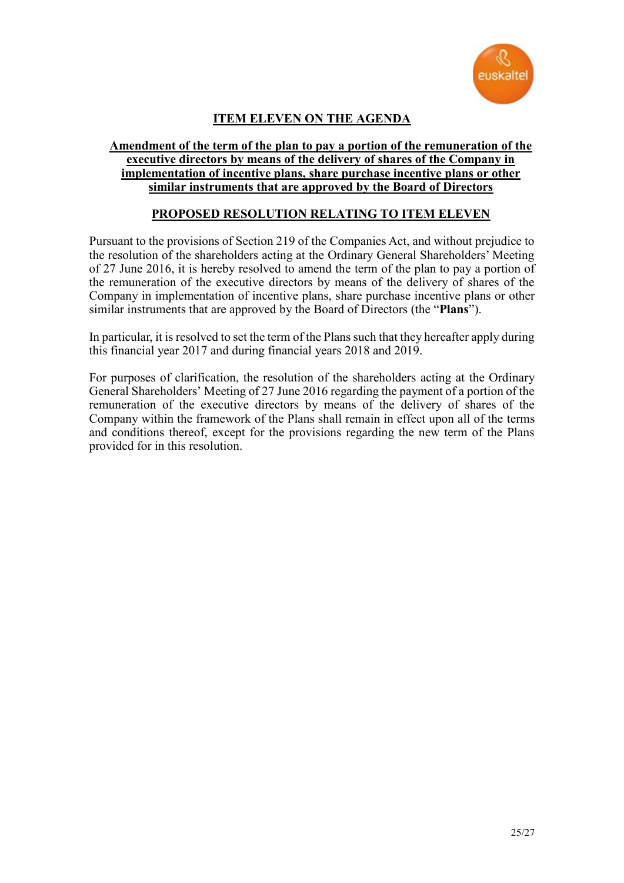## ITEM ELEVEN ON THE AGENDA

### Amendment of the term of the plan to pay a portion of the remuneration of the executive directors by means of the delivery of shares of the Company in implementation of incentive plans, share purchase incentive plans or other similar instruments that are approved by the Board of Directors

### PROPOSED RESOLUTION RELATING TO ITEM ELEVEN

Pursuant to the provisions of Section 219 of the Companies Act, and without prejudice to the resolution of the shareholders acting at the Ordinary General Shareholders' Meeting of 27 June 2016, it is hereby resolved to amend the term of the plan to pay a portion of the remuneration of the executive directors by means of the delivery of shares of the Company in implementation of incentive plans, share purchase incentive plans or other similar instruments that are approved by the Board of Directors (the "**Plans**").

In particular, it is resolved to set the term of the Plans such that they hereafter apply during this financial year 2017 and during financial years 2018 and 2019.

For purposes of clarification, the resolution of the shareholders acting at the Ordinary General Shareholders' Meeting of 27 June 2016 regarding the payment of a portion of the remuneration of the executive directors by means of the delivery of shares of the Company within the framework of the Plans shall remain in effect upon all of the terms and conditions thereof, except for the provisions regarding the new term of the Plans provided for in this resolution.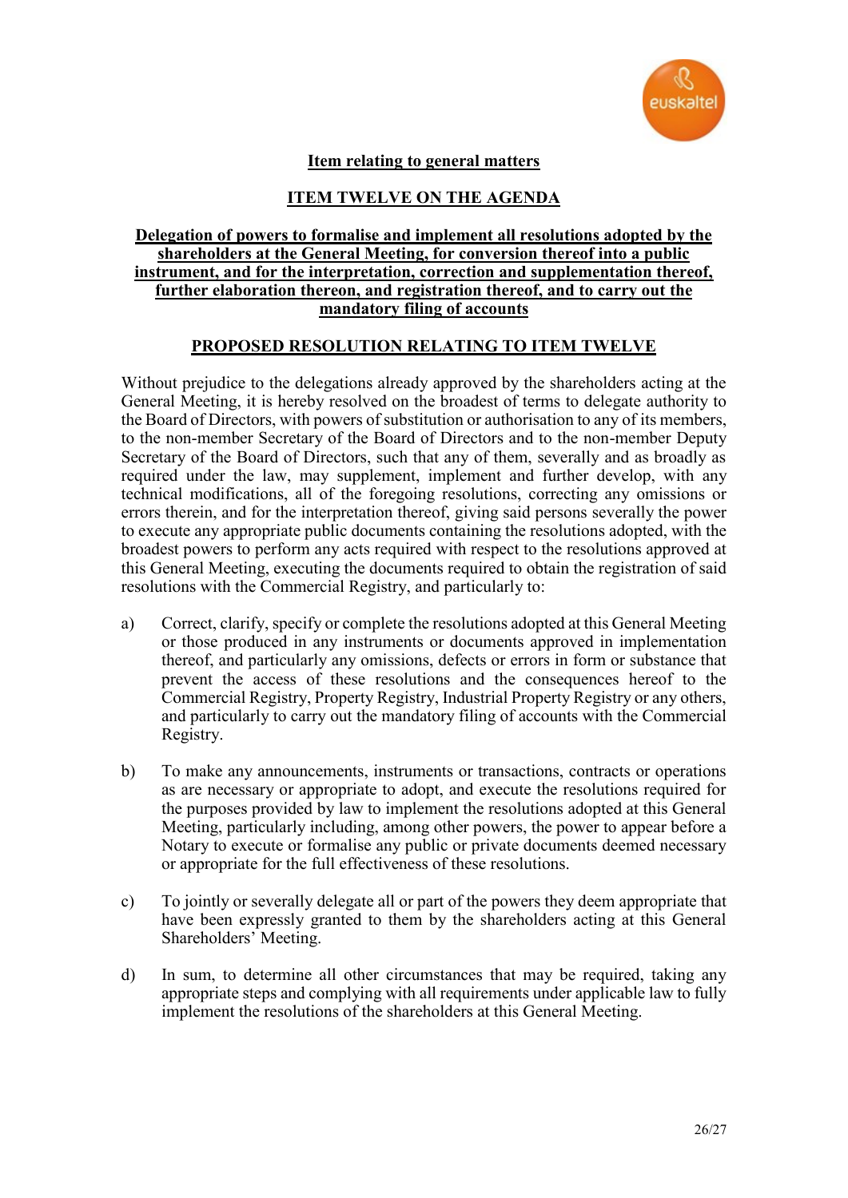**Item relating to general matters**

**ITEM TWELVE ON THE AGENDA**

**Delegation of powers to formalise and implement all resolutions adopted by the shareholders at the General Meeting, for conversion thereof into a public instrument, and for the interpretation, correction and supplementation thereof, further elaboration thereon, and registration thereof, and to carry out the mandatory filing of accounts**

**PROPOSED RESOLUTION RELATING TO ITEM TWELVE**

Without prejudice to the delegations already approved by the shareholders acting at the General Meeting, it is hereby resolved on the broadest of terms to delegate authority to the Board of Directors, with powers of substitution or authorisation to any of its members, to the non-member Secretary of the Board of Directors and to the non-member Deputy Secretary of the Board of Directors, such that any of them, severally and as broadly as required under the law, may supplement, implement and further develop, with any technical modifications, all of the foregoing resolutions, correcting any omissions or errors therein, and for the interpretation thereof, giving said persons severally the power to execute any appropriate public documents containing the resolutions adopted, with the broadest powers to perform any acts required with respect to the resolutions approved at this General Meeting, executing the documents required to obtain the registration of said resolutions with the Commercial Registry, and particularly to:

a) Correct, clarify, specify or complete the resolutions adopted at this General Meeting or those produced in any instruments or documents approved in implementation thereof, and particularly any omissions, defects or errors in form or substance that prevent the access of these resolutions and the consequences hereof to the Commercial Registry, Property Registry, Industrial Property Registry or any others, and particularly to carry out the mandatory filing of accounts with the Commercial Registry.

b) To make any announcements, instruments or transactions, contracts or operations as are necessary or appropriate to adopt, and execute the resolutions required for the purposes provided by law to implement the resolutions adopted at this General Meeting, particularly including, among other powers, the power to appear before a Notary to execute or formalise any public or private documents deemed necessary or appropriate for the full effectiveness of these resolutions.

c) To jointly or severally delegate all or part of the powers they deem appropriate that have been expressly granted to them by the shareholders acting at this General Shareholders' Meeting.

d) In sum, to determine all other circumstances that may be required, taking any appropriate steps and complying with all requirements under applicable law to fully implement the resolutions of the shareholders at this General Meeting.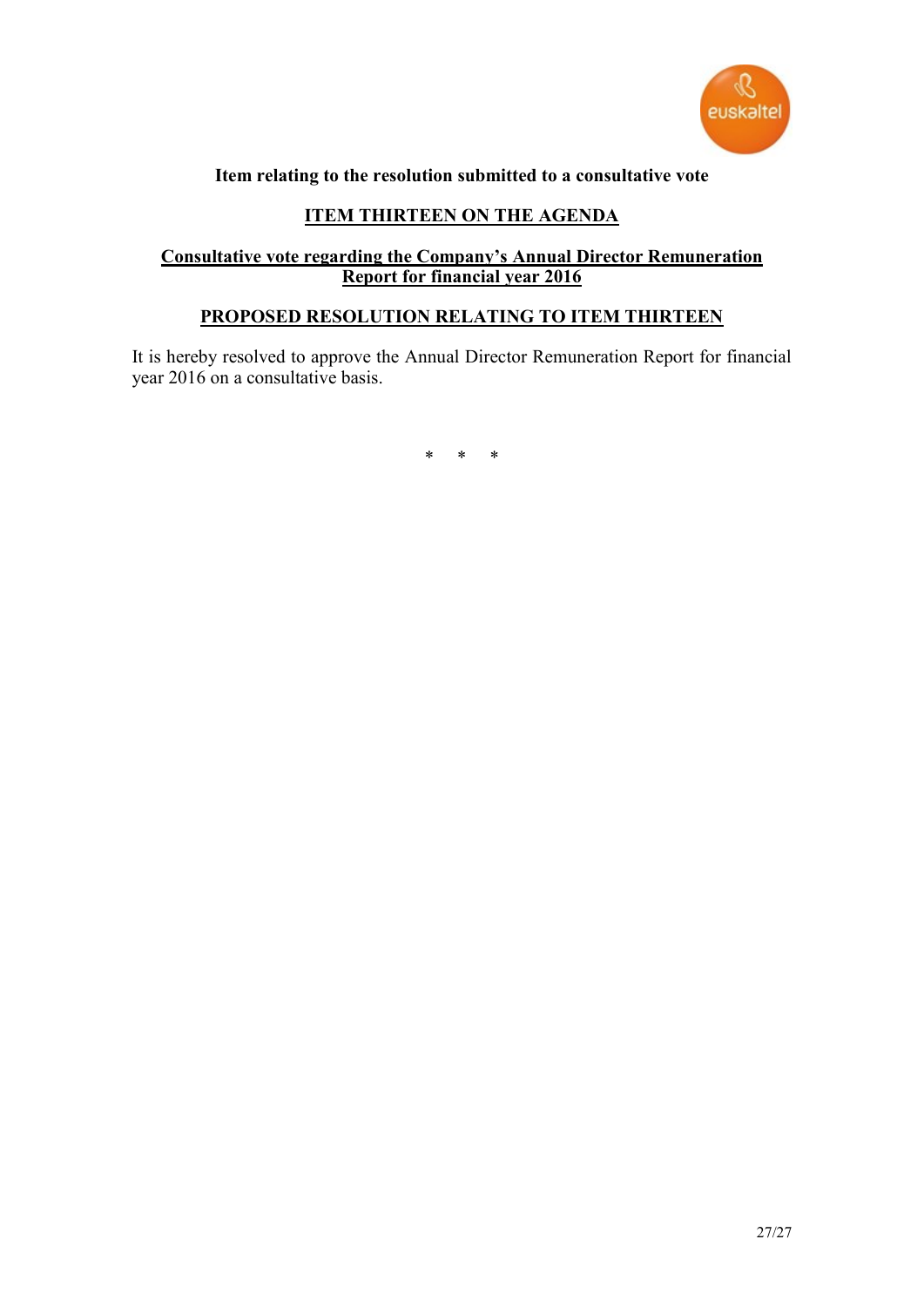**Item relating to the resolution submitted to a consultative vote**

## ITEM THIRTEEN ON THE AGENDA

### Consultative vote regarding the Company's Annual Director Remuneration Report for financial year 2016

### PROPOSED RESOLUTION RELATING TO ITEM THIRTEEN

It is hereby resolved to approve the Annual Director Remuneration Report for financial year 2016 on a consultative basis.

\* \* \*